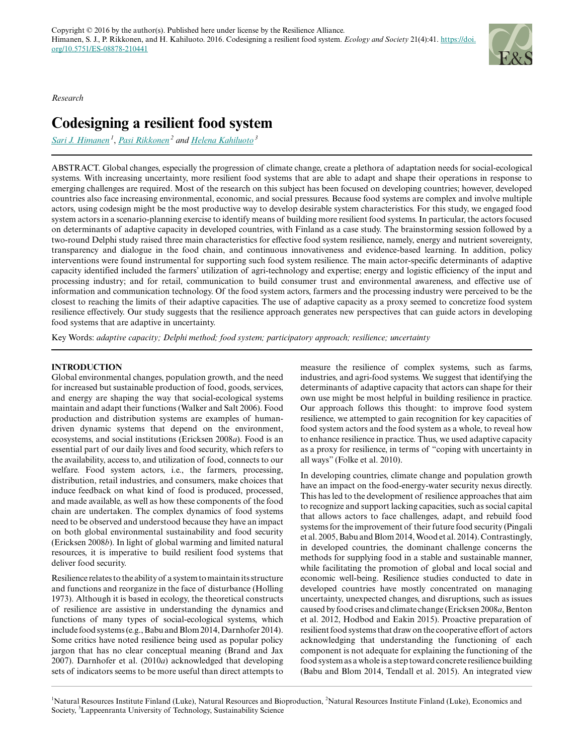Copyright © 2016 by the author(s). Published here under license by the Resilience Alliance.
Himanen, S. J., P. Rikkonen, and H. Kahiluoto. 2016. Codesigning a resilient food system. *Ecology and Society* 21(4):41. https://doi.org/10.5751/ES-08878-210441

*Research*

# Codesigning a resilient food system

Sari J. Himanen[1], Pasi Rikkonen[2] and Helena Kahiluoto[3]

ABSTRACT. Global changes, especially the progression of climate change, create a plethora of adaptation needs for social-ecological systems. With increasing uncertainty, more resilient food systems that are able to adapt and shape their operations in response to emerging challenges are required. Most of the research on this subject has been focused on developing countries; however, developed countries also face increasing environmental, economic, and social pressures. Because food systems are complex and involve multiple actors, using codesign might be the most productive way to develop desirable system characteristics. For this study, we engaged food system actors in a scenario-planning exercise to identify means of building more resilient food systems. In particular, the actors focused on determinants of adaptive capacity in developed countries, with Finland as a case study. The brainstorming session followed by a two-round Delphi study raised three main characteristics for effective food system resilience, namely, energy and nutrient sovereignty, transparency and dialogue in the food chain, and continuous innovativeness and evidence-based learning. In addition, policy interventions were found instrumental for supporting such food system resilience. The main actor-specific determinants of adaptive capacity identified included the farmers' utilization of agri-technology and expertise; energy and logistic efficiency of the input and processing industry; and for retail, communication to build consumer trust and environmental awareness, and effective use of information and communication technology. Of the food system actors, farmers and the processing industry were perceived to be the closest to reaching the limits of their adaptive capacities. The use of adaptive capacity as a proxy seemed to concretize food system resilience effectively. Our study suggests that the resilience approach generates new perspectives that can guide actors in developing food systems that are adaptive in uncertainty.

Key Words: *adaptive capacity; Delphi method; food system; participatory approach; resilience; uncertainty*

## INTRODUCTION

Global environmental changes, population growth, and the need for increased but sustainable production of food, goods, services, and energy are shaping the way that social-ecological systems maintain and adapt their functions (Walker and Salt 2006). Food production and distribution systems are examples of human-driven dynamic systems that depend on the environment, ecosystems, and social institutions (Ericksen 2008*a*). Food is an essential part of our daily lives and food security, which refers to the availability, access to, and utilization of food, connects to our welfare. Food system actors, i.e., the farmers, processing, distribution, retail industries, and consumers, make choices that induce feedback on what kind of food is produced, processed, and made available, as well as how these components of the food chain are undertaken. The complex dynamics of food systems need to be observed and understood because they have an impact on both global environmental sustainability and food security (Ericksen 2008*b*). In light of global warming and limited natural resources, it is imperative to build resilient food systems that deliver food security.

Resilience relates to the ability of a system to maintain its structure and functions and reorganize in the face of disturbance (Holling 1973). Although it is based in ecology, the theoretical constructs of resilience are assistive in understanding the dynamics and functions of many types of social-ecological systems, which include food systems (e.g., Babu and Blom 2014, Darnhofer 2014). Some critics have noted resilience being used as popular policy jargon that has no clear conceptual meaning (Brand and Jax 2007). Darnhofer et al. (2010*a*) acknowledged that developing sets of indicators seems to be more useful than direct attempts to measure the resilience of complex systems, such as farms, industries, and agri-food systems. We suggest that identifying the determinants of adaptive capacity that actors can shape for their own use might be most helpful in building resilience in practice. Our approach follows this thought: to improve food system resilience, we attempted to gain recognition for key capacities of food system actors and the food system as a whole, to reveal how to enhance resilience in practice. Thus, we used adaptive capacity as a proxy for resilience, in terms of "coping with uncertainty in all ways" (Folke et al. 2010).

In developing countries, climate change and population growth have an impact on the food-energy-water security nexus directly. This has led to the development of resilience approaches that aim to recognize and support lacking capacities, such as social capital that allows actors to face challenges, adapt, and rebuild food systems for the improvement of their future food security (Pingali et al. 2005, Babu and Blom 2014, Wood et al. 2014). Contrastingly, in developed countries, the dominant challenge concerns the methods for supplying food in a stable and sustainable manner, while facilitating the promotion of global and local social and economic well-being. Resilience studies conducted to date in developed countries have mostly concentrated on managing uncertainty, unexpected changes, and disruptions, such as issues caused by food crises and climate change (Ericksen 2008*a*, Benton et al. 2012, Hodbod and Eakin 2015). Proactive preparation of resilient food systems that draw on the cooperative effort of actors acknowledging that understanding the functioning of each component is not adequate for explaining the functioning of the food system as a whole is a step toward concrete resilience building (Babu and Blom 2014, Tendall et al. 2015). An integrated view

[1]Natural Resources Institute Finland (Luke), Natural Resources and Bioproduction, [2]Natural Resources Institute Finland (Luke), Economics and Society, [3]Lappeenranta University of Technology, Sustainability Science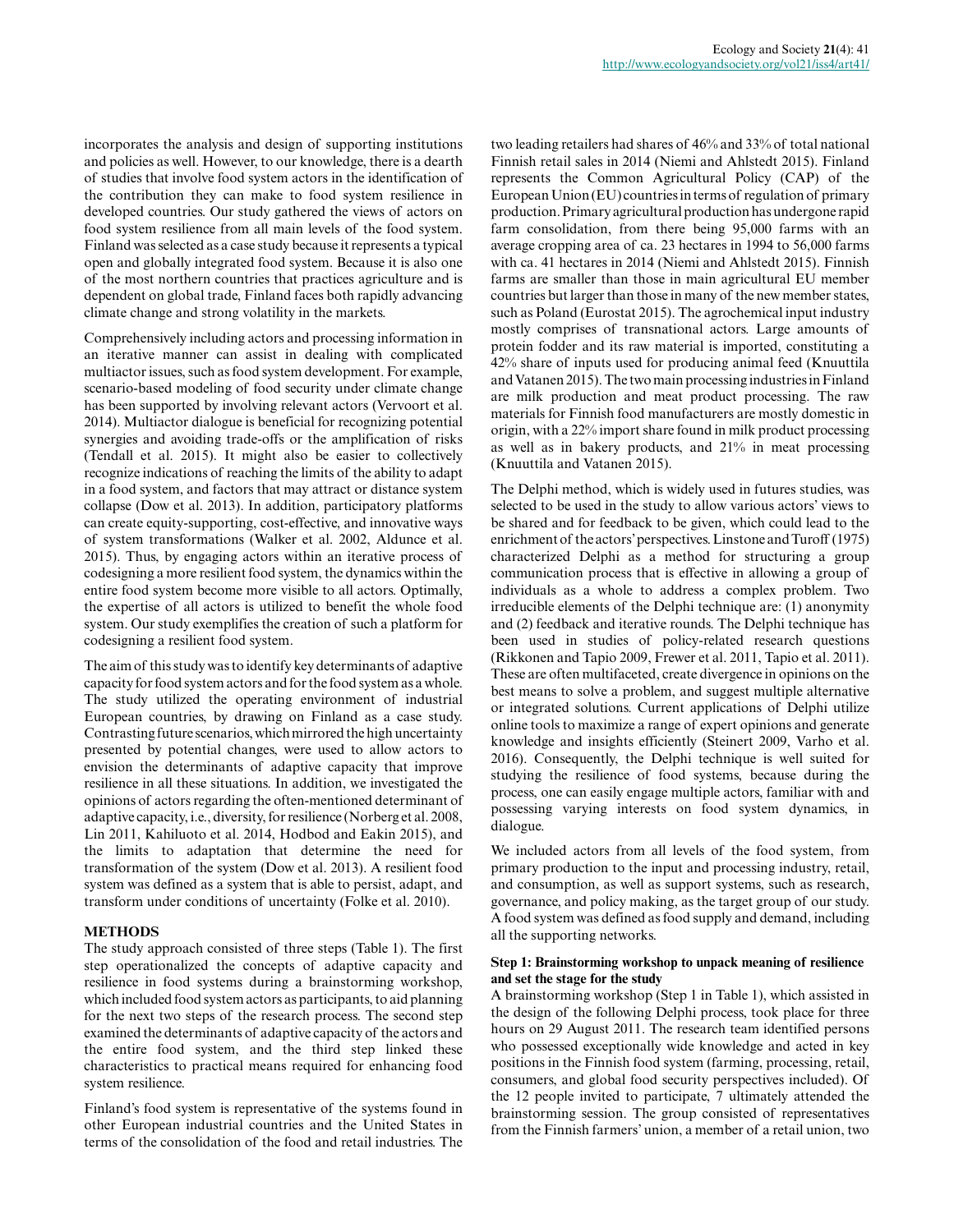incorporates the analysis and design of supporting institutions and policies as well. However, to our knowledge, there is a dearth of studies that involve food system actors in the identification of the contribution they can make to food system resilience in developed countries. Our study gathered the views of actors on food system resilience from all main levels of the food system. Finland was selected as a case study because it represents a typical open and globally integrated food system. Because it is also one of the most northern countries that practices agriculture and is dependent on global trade, Finland faces both rapidly advancing climate change and strong volatility in the markets.

Comprehensively including actors and processing information in an iterative manner can assist in dealing with complicated multiactor issues, such as food system development. For example, scenario-based modeling of food security under climate change has been supported by involving relevant actors (Vervoort et al. 2014). Multiactor dialogue is beneficial for recognizing potential synergies and avoiding trade-offs or the amplification of risks (Tendall et al. 2015). It might also be easier to collectively recognize indications of reaching the limits of the ability to adapt in a food system, and factors that may attract or distance system collapse (Dow et al. 2013). In addition, participatory platforms can create equity-supporting, cost-effective, and innovative ways of system transformations (Walker et al. 2002, Aldunce et al. 2015). Thus, by engaging actors within an iterative process of codesigning a more resilient food system, the dynamics within the entire food system become more visible to all actors. Optimally, the expertise of all actors is utilized to benefit the whole food system. Our study exemplifies the creation of such a platform for codesigning a resilient food system.

The aim of this study was to identify key determinants of adaptive capacity for food system actors and for the food system as a whole. The study utilized the operating environment of industrial European countries, by drawing on Finland as a case study. Contrasting future scenarios, which mirrored the high uncertainty presented by potential changes, were used to allow actors to envision the determinants of adaptive capacity that improve resilience in all these situations. In addition, we investigated the opinions of actors regarding the often-mentioned determinant of adaptive capacity, i.e., diversity, for resilience (Norberg et al. 2008, Lin 2011, Kahiluoto et al. 2014, Hodbod and Eakin 2015), and the limits to adaptation that determine the need for transformation of the system (Dow et al. 2013). A resilient food system was defined as a system that is able to persist, adapt, and transform under conditions of uncertainty (Folke et al. 2010).

## METHODS

The study approach consisted of three steps (Table 1). The first step operationalized the concepts of adaptive capacity and resilience in food systems during a brainstorming workshop, which included food system actors as participants, to aid planning for the next two steps of the research process. The second step examined the determinants of adaptive capacity of the actors and the entire food system, and the third step linked these characteristics to practical means required for enhancing food system resilience.

Finland's food system is representative of the systems found in other European industrial countries and the United States in terms of the consolidation of the food and retail industries. The two leading retailers had shares of 46% and 33% of total national Finnish retail sales in 2014 (Niemi and Ahlstedt 2015). Finland represents the Common Agricultural Policy (CAP) of the European Union (EU) countries in terms of regulation of primary production. Primary agricultural production has undergone rapid farm consolidation, from there being 95,000 farms with an average cropping area of ca. 23 hectares in 1994 to 56,000 farms with ca. 41 hectares in 2014 (Niemi and Ahlstedt 2015). Finnish farms are smaller than those in main agricultural EU member countries but larger than those in many of the new member states, such as Poland (Eurostat 2015). The agrochemical input industry mostly comprises of transnational actors. Large amounts of protein fodder and its raw material is imported, constituting a 42% share of inputs used for producing animal feed (Knuuttila and Vatanen 2015). The two main processing industries in Finland are milk production and meat product processing. The raw materials for Finnish food manufacturers are mostly domestic in origin, with a 22% import share found in milk product processing as well as in bakery products, and 21% in meat processing (Knuuttila and Vatanen 2015).

The Delphi method, which is widely used in futures studies, was selected to be used in the study to allow various actors' views to be shared and for feedback to be given, which could lead to the enrichment of the actors' perspectives. Linstone and Turoff (1975) characterized Delphi as a method for structuring a group communication process that is effective in allowing a group of individuals as a whole to address a complex problem. Two irreducible elements of the Delphi technique are: (1) anonymity and (2) feedback and iterative rounds. The Delphi technique has been used in studies of policy-related research questions (Rikkonen and Tapio 2009, Frewer et al. 2011, Tapio et al. 2011). These are often multifaceted, create divergence in opinions on the best means to solve a problem, and suggest multiple alternative or integrated solutions. Current applications of Delphi utilize online tools to maximize a range of expert opinions and generate knowledge and insights efficiently (Steinert 2009, Varho et al. 2016). Consequently, the Delphi technique is well suited for studying the resilience of food systems, because during the process, one can easily engage multiple actors, familiar with and possessing varying interests on food system dynamics, in dialogue.

We included actors from all levels of the food system, from primary production to the input and processing industry, retail, and consumption, as well as support systems, such as research, governance, and policy making, as the target group of our study. A food system was defined as food supply and demand, including all the supporting networks.

### Step 1: Brainstorming workshop to unpack meaning of resilience and set the stage for the study

A brainstorming workshop (Step 1 in Table 1), which assisted in the design of the following Delphi process, took place for three hours on 29 August 2011. The research team identified persons who possessed exceptionally wide knowledge and acted in key positions in the Finnish food system (farming, processing, retail, consumers, and global food security perspectives included). Of the 12 people invited to participate, 7 ultimately attended the brainstorming session. The group consisted of representatives from the Finnish farmers' union, a member of a retail union, two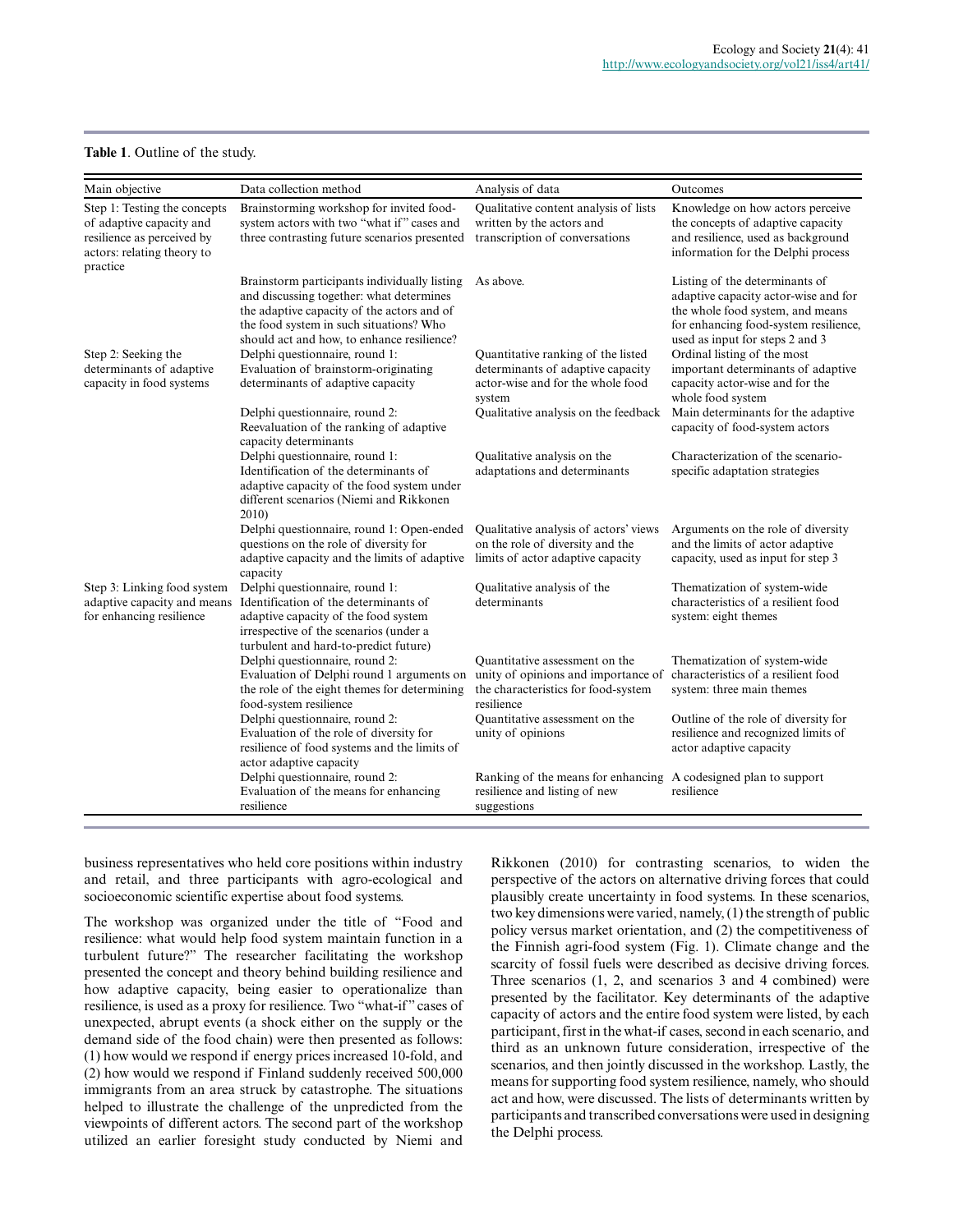**Table 1**. Outline of the study.

| Main objective | Data collection method | Analysis of data | Outcomes |
|---|---|---|---|
| Step 1: Testing the concepts of adaptive capacity and resilience as perceived by actors: relating theory to practice | Brainstorming workshop for invited food-system actors with two "what if" cases and three contrasting future scenarios presented | Qualitative content analysis of lists written by the actors and transcription of conversations | Knowledge on how actors perceive the concepts of adaptive capacity and resilience, used as background information for the Delphi process |
| | Brainstorm participants individually listing and discussing together: what determines the adaptive capacity of the actors and of the food system in such situations? Who should act and how, to enhance resilience? | As above. | Listing of the determinants of adaptive capacity actor-wise and for the whole food system, and means for enhancing food-system resilience, used as input for steps 2 and 3 |
| Step 2: Seeking the determinants of adaptive capacity in food systems | Delphi questionnaire, round 1: Evaluation of brainstorm-originating determinants of adaptive capacity | Quantitative ranking of the listed determinants of adaptive capacity actor-wise and for the whole food system | Ordinal listing of the most important determinants of adaptive capacity actor-wise and for the whole food system |
| | Delphi questionnaire, round 2: Reevaluation of the ranking of adaptive capacity determinants | Qualitative analysis on the feedback | Main determinants for the adaptive capacity of food-system actors |
| | Delphi questionnaire, round 1: Identification of the determinants of adaptive capacity of the food system under different scenarios (Niemi and Rikkonen 2010) | Qualitative analysis on the adaptations and determinants | Characterization of the scenario-specific adaptation strategies |
| | Delphi questionnaire, round 1: Open-ended questions on the role of diversity for adaptive capacity and the limits of adaptive capacity | Qualitative analysis of actors' views on the role of diversity and the limits of actor adaptive capacity | Arguments on the role of diversity and the limits of actor adaptive capacity, used as input for step 3 |
| Step 3: Linking food system adaptive capacity and means for enhancing resilience | Delphi questionnaire, round 1: Identification of the determinants of adaptive capacity of the food system irrespective of the scenarios (under a turbulent and hard-to-predict future) | Qualitative analysis of the determinants | Thematization of system-wide characteristics of a resilient food system: eight themes |
| | Delphi questionnaire, round 2: Evaluation of Delphi round 1 arguments on the role of the eight themes for determining food-system resilience | Quantitative assessment on the unity of opinions and importance of the characteristics for food-system resilience | Thematization of system-wide characteristics of a resilient food system: three main themes |
| | Delphi questionnaire, round 2: Evaluation of the role of diversity for resilience of food systems and the limits of actor adaptive capacity | Quantitative assessment on the unity of opinions | Outline of the role of diversity for resilience and recognized limits of actor adaptive capacity |
| | Delphi questionnaire, round 2: Evaluation of the means for enhancing resilience | Ranking of the means for enhancing resilience and listing of new suggestions | A codesigned plan to support resilience |

business representatives who held core positions within industry and retail, and three participants with agro-ecological and socioeconomic scientific expertise about food systems.

The workshop was organized under the title of "Food and resilience: what would help food system maintain function in a turbulent future?" The researcher facilitating the workshop presented the concept and theory behind building resilience and how adaptive capacity, being easier to operationalize than resilience, is used as a proxy for resilience. Two "what-if" cases of unexpected, abrupt events (a shock either on the supply or the demand side of the food chain) were then presented as follows: (1) how would we respond if energy prices increased 10-fold, and (2) how would we respond if Finland suddenly received 500,000 immigrants from an area struck by catastrophe. The situations helped to illustrate the challenge of the unpredicted from the viewpoints of different actors. The second part of the workshop utilized an earlier foresight study conducted by Niemi and Rikkonen (2010) for contrasting scenarios, to widen the perspective of the actors on alternative driving forces that could plausibly create uncertainty in food systems. In these scenarios, two key dimensions were varied, namely, (1) the strength of public policy versus market orientation, and (2) the competitiveness of the Finnish agri-food system (Fig. 1). Climate change and the scarcity of fossil fuels were described as decisive driving forces. Three scenarios (1, 2, and scenarios 3 and 4 combined) were presented by the facilitator. Key determinants of the adaptive capacity of actors and the entire food system were listed, by each participant, first in the what-if cases, second in each scenario, and third as an unknown future consideration, irrespective of the scenarios, and then jointly discussed in the workshop. Lastly, the means for supporting food system resilience, namely, who should act and how, were discussed. The lists of determinants written by participants and transcribed conversations were used in designing the Delphi process.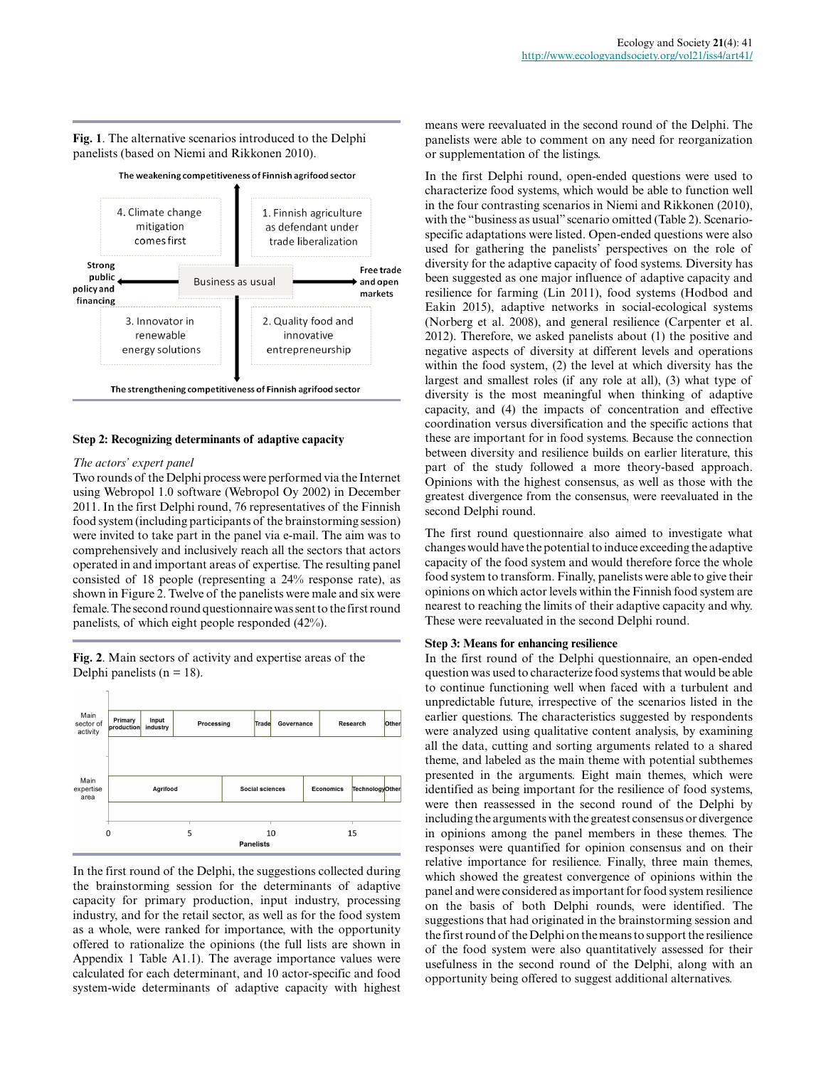**Fig. 1**. The alternative scenarios introduced to the Delphi panelists (based on Niemi and Rikkonen 2010).

**Step 2: Recognizing determinants of adaptive capacity**

*The actors' expert panel*

Two rounds of the Delphi process were performed via the Internet using Webropol 1.0 software (Webropol Oy 2002) in December 2011. In the first Delphi round, 76 representatives of the Finnish food system (including participants of the brainstorming session) were invited to take part in the panel via e-mail. The aim was to comprehensively and inclusively reach all the sectors that actors operated in and important areas of expertise. The resulting panel consisted of 18 people (representing a 24% response rate), as shown in Figure 2. Twelve of the panelists were male and six were female. The second round questionnaire was sent to the first round panelists, of which eight people responded (42%).

**Fig. 2**. Main sectors of activity and expertise areas of the Delphi panelists (n = 18).

In the first round of the Delphi, the suggestions collected during the brainstorming session for the determinants of adaptive capacity for primary production, input industry, processing industry, and for the retail sector, as well as for the food system as a whole, were ranked for importance, with the opportunity offered to rationalize the opinions (the full lists are shown in Appendix 1 Table A1.1). The average importance values were calculated for each determinant, and 10 actor-specific and food system-wide determinants of adaptive capacity with highest means were reevaluated in the second round of the Delphi. The panelists were able to comment on any need for reorganization or supplementation of the listings.

In the first Delphi round, open-ended questions were used to characterize food systems, which would be able to function well in the four contrasting scenarios in Niemi and Rikkonen (2010), with the "business as usual" scenario omitted (Table 2). Scenario-specific adaptations were listed. Open-ended questions were also used for gathering the panelists' perspectives on the role of diversity for the adaptive capacity of food systems. Diversity has been suggested as one major influence of adaptive capacity and resilience for farming (Lin 2011), food systems (Hodbod and Eakin 2015), adaptive networks in social-ecological systems (Norberg et al. 2008), and general resilience (Carpenter et al. 2012). Therefore, we asked panelists about (1) the positive and negative aspects of diversity at different levels and operations within the food system, (2) the level at which diversity has the largest and smallest roles (if any role at all), (3) what type of diversity is the most meaningful when thinking of adaptive capacity, and (4) the impacts of concentration and effective coordination versus diversification and the specific actions that these are important for in food systems. Because the connection between diversity and resilience builds on earlier literature, this part of the study followed a more theory-based approach. Opinions with the highest consensus, as well as those with the greatest divergence from the consensus, were reevaluated in the second Delphi round.

The first round questionnaire also aimed to investigate what changes would have the potential to induce exceeding the adaptive capacity of the food system and would therefore force the whole food system to transform. Finally, panelists were able to give their opinions on which actor levels within the Finnish food system are nearest to reaching the limits of their adaptive capacity and why. These were reevaluated in the second Delphi round.

**Step 3: Means for enhancing resilience**

In the first round of the Delphi questionnaire, an open-ended question was used to characterize food systems that would be able to continue functioning well when faced with a turbulent and unpredictable future, irrespective of the scenarios listed in the earlier questions. The characteristics suggested by respondents were analyzed using qualitative content analysis, by examining all the data, cutting and sorting arguments related to a shared theme, and labeled as the main theme with potential subthemes presented in the arguments. Eight main themes, which were identified as being important for the resilience of food systems, were then reassessed in the second round of the Delphi by including the arguments with the greatest consensus or divergence in opinions among the panel members in these themes. The responses were quantified for opinion consensus and on their relative importance for resilience. Finally, three main themes, which showed the greatest convergence of opinions within the panel and were considered as important for food system resilience on the basis of both Delphi rounds, were identified. The suggestions that had originated in the brainstorming session and the first round of the Delphi on the means to support the resilience of the food system were also quantitatively assessed for their usefulness in the second round of the Delphi, along with an opportunity being offered to suggest additional alternatives.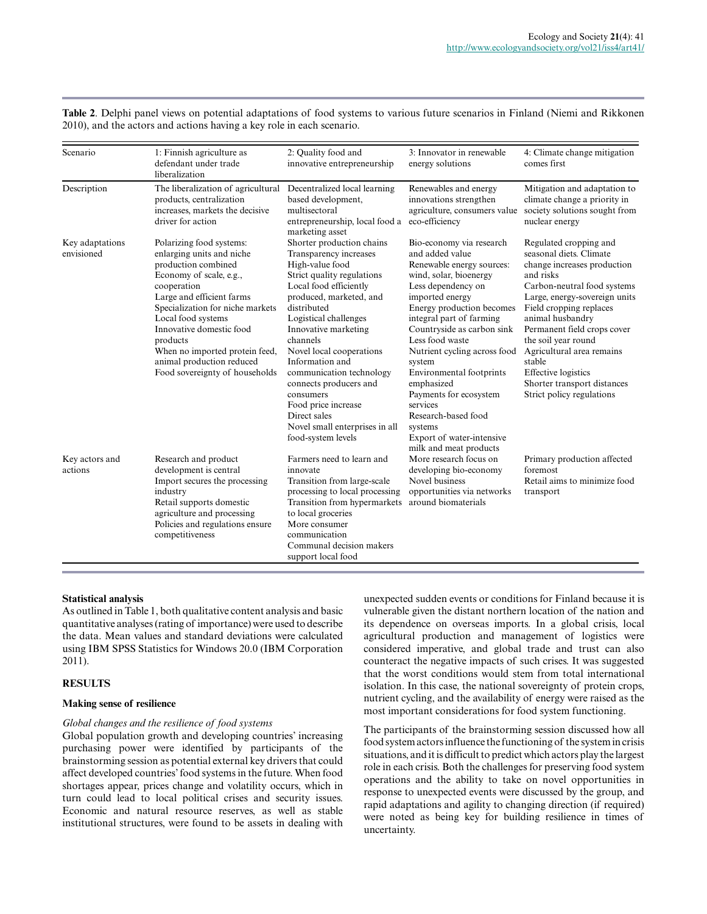**Table 2**. Delphi panel views on potential adaptations of food systems to various future scenarios in Finland (Niemi and Rikkonen 2010), and the actors and actions having a key role in each scenario.

| Scenario | 1: Finnish agriculture as defendant under trade liberalization | 2: Quality food and innovative entrepreneurship | 3: Innovator in renewable energy solutions | 4: Climate change mitigation comes first |
|---|---|---|---|---|
| Description | The liberalization of agricultural products, centralization increases, markets the decisive driver for action | Decentralized local learning based development, multisectoral entrepreneurship, local food a marketing asset | Renewables and energy innovations strengthen agriculture, consumers value eco-efficiency | Mitigation and adaptation to climate change a priority in society solutions sought from nuclear energy |
| Key adaptations envisioned | Polarizing food systems: enlarging units and niche production combined<br>Economy of scale, e.g., cooperation<br>Large and efficient farms<br>Specialization for niche markets<br>Local food systems<br>Innovative domestic food products<br>When no imported protein feed, animal production reduced<br>Food sovereignty of households | Shorter production chains<br>Transparency increases<br>High-value food<br>Strict quality regulations<br>Local food efficiently produced, marketed, and distributed<br>Logistical challenges<br>Innovative marketing channels<br>Novel local cooperations<br>Information and communication technology connects producers and consumers<br>Food price increase<br>Direct sales<br>Novel small enterprises in all food-system levels | Bio-economy via research and added value<br>Renewable energy sources: wind, solar, bioenergy<br>Less dependency on imported energy<br>Energy production becomes integral part of farming<br>Countryside as carbon sink<br>Less food waste<br>Nutrient cycling across food system<br>Environmental footprints emphasized<br>Payments for ecosystem services<br>Research-based food systems<br>Export of water-intensive milk and meat products | Regulated cropping and seasonal diets. Climate change increases production and risks<br>Carbon-neutral food systems<br>Large, energy-sovereign units<br>Field cropping replaces animal husbandry<br>Permanent field crops cover the soil year round<br>Agricultural area remains stable<br>Effective logistics<br>Shorter transport distances<br>Strict policy regulations |
| Key actors and actions | Research and product development is central<br>Import secures the processing industry<br>Retail supports domestic agriculture and processing<br>Policies and regulations ensure competitiveness | Farmers need to learn and innovate<br>Transition from large-scale processing to local processing<br>Transition from hypermarkets to local groceries<br>More consumer communication<br>Communal decision makers support local food | More research focus on developing bio-economy<br>Novel business opportunities via networks around biomaterials | Primary production affected foremost<br>Retail aims to minimize food transport |

### Statistical analysis

As outlined in Table 1, both qualitative content analysis and basic quantitative analyses (rating of importance) were used to describe the data. Mean values and standard deviations were calculated using IBM SPSS Statistics for Windows 20.0 (IBM Corporation 2011).

## RESULTS

### Making sense of resilience

#### *Global changes and the resilience of food systems*

Global population growth and developing countries' increasing purchasing power were identified by participants of the brainstorming session as potential external key drivers that could affect developed countries' food systems in the future. When food shortages appear, prices change and volatility occurs, which in turn could lead to local political crises and security issues. Economic and natural resource reserves, as well as stable institutional structures, were found to be assets in dealing with unexpected sudden events or conditions for Finland because it is vulnerable given the distant northern location of the nation and its dependence on overseas imports. In a global crisis, local agricultural production and management of logistics were considered imperative, and global trade and trust can also counteract the negative impacts of such crises. It was suggested that the worst conditions would stem from total international isolation. In this case, the national sovereignty of protein crops, nutrient cycling, and the availability of energy were raised as the most important considerations for food system functioning.

The participants of the brainstorming session discussed how all food system actors influence the functioning of the system in crisis situations, and it is difficult to predict which actors play the largest role in each crisis. Both the challenges for preserving food system operations and the ability to take on novel opportunities in response to unexpected events were discussed by the group, and rapid adaptations and agility to changing direction (if required) were noted as being key for building resilience in times of uncertainty.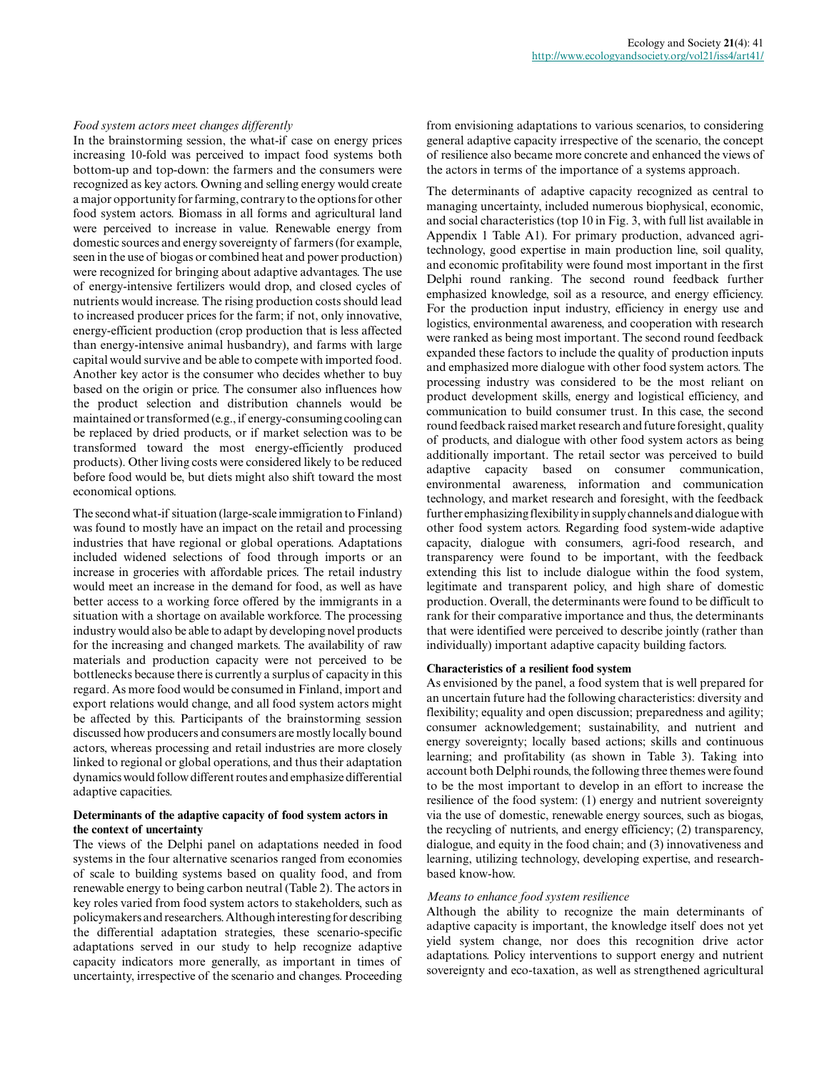*Food system actors meet changes differently*

In the brainstorming session, the what-if case on energy prices increasing 10-fold was perceived to impact food systems both bottom-up and top-down: the farmers and the consumers were recognized as key actors. Owning and selling energy would create a major opportunity for farming, contrary to the options for other food system actors. Biomass in all forms and agricultural land were perceived to increase in value. Renewable energy from domestic sources and energy sovereignty of farmers (for example, seen in the use of biogas or combined heat and power production) were recognized for bringing about adaptive advantages. The use of energy-intensive fertilizers would drop, and closed cycles of nutrients would increase. The rising production costs should lead to increased producer prices for the farm; if not, only innovative, energy-efficient production (crop production that is less affected than energy-intensive animal husbandry), and farms with large capital would survive and be able to compete with imported food. Another key actor is the consumer who decides whether to buy based on the origin or price. The consumer also influences how the product selection and distribution channels would be maintained or transformed (e.g., if energy-consuming cooling can be replaced by dried products, or if market selection was to be transformed toward the most energy-efficiently produced products). Other living costs were considered likely to be reduced before food would be, but diets might also shift toward the most economical options.

The second what-if situation (large-scale immigration to Finland) was found to mostly have an impact on the retail and processing industries that have regional or global operations. Adaptations included widened selections of food through imports or an increase in groceries with affordable prices. The retail industry would meet an increase in the demand for food, as well as have better access to a working force offered by the immigrants in a situation with a shortage on available workforce. The processing industry would also be able to adapt by developing novel products for the increasing and changed markets. The availability of raw materials and production capacity were not perceived to be bottlenecks because there is currently a surplus of capacity in this regard. As more food would be consumed in Finland, import and export relations would change, and all food system actors might be affected by this. Participants of the brainstorming session discussed how producers and consumers are mostly locally bound actors, whereas processing and retail industries are more closely linked to regional or global operations, and thus their adaptation dynamics would follow different routes and emphasize differential adaptive capacities.

**Determinants of the adaptive capacity of food system actors in the context of uncertainty**

The views of the Delphi panel on adaptations needed in food systems in the four alternative scenarios ranged from economies of scale to building systems based on quality food, and from renewable energy to being carbon neutral (Table 2). The actors in key roles varied from food system actors to stakeholders, such as policymakers and researchers. Although interesting for describing the differential adaptation strategies, these scenario-specific adaptations served in our study to help recognize adaptive capacity indicators more generally, as important in times of uncertainty, irrespective of the scenario and changes. Proceeding from envisioning adaptations to various scenarios, to considering general adaptive capacity irrespective of the scenario, the concept of resilience also became more concrete and enhanced the views of the actors in terms of the importance of a systems approach.

The determinants of adaptive capacity recognized as central to managing uncertainty, included numerous biophysical, economic, and social characteristics (top 10 in Fig. 3, with full list available in Appendix 1 Table A1). For primary production, advanced agri-technology, good expertise in main production line, soil quality, and economic profitability were found most important in the first Delphi round ranking. The second round feedback further emphasized knowledge, soil as a resource, and energy efficiency. For the production input industry, efficiency in energy use and logistics, environmental awareness, and cooperation with research were ranked as being most important. The second round feedback expanded these factors to include the quality of production inputs and emphasized more dialogue with other food system actors. The processing industry was considered to be the most reliant on product development skills, energy and logistical efficiency, and communication to build consumer trust. In this case, the second round feedback raised market research and future foresight, quality of products, and dialogue with other food system actors as being additionally important. The retail sector was perceived to build adaptive capacity based on consumer communication, environmental awareness, information and communication technology, and market research and foresight, with the feedback further emphasizing flexibility in supply channels and dialogue with other food system actors. Regarding food system-wide adaptive capacity, dialogue with consumers, agri-food research, and transparency were found to be important, with the feedback extending this list to include dialogue within the food system, legitimate and transparent policy, and high share of domestic production. Overall, the determinants were found to be difficult to rank for their comparative importance and thus, the determinants that were identified were perceived to describe jointly (rather than individually) important adaptive capacity building factors.

**Characteristics of a resilient food system**

As envisioned by the panel, a food system that is well prepared for an uncertain future had the following characteristics: diversity and flexibility; equality and open discussion; preparedness and agility; consumer acknowledgement; sustainability, and nutrient and energy sovereignty; locally based actions; skills and continuous learning; and profitability (as shown in Table 3). Taking into account both Delphi rounds, the following three themes were found to be the most important to develop in an effort to increase the resilience of the food system: (1) energy and nutrient sovereignty via the use of domestic, renewable energy sources, such as biogas, the recycling of nutrients, and energy efficiency; (2) transparency, dialogue, and equity in the food chain; and (3) innovativeness and learning, utilizing technology, developing expertise, and research-based know-how.

*Means to enhance food system resilience*

Although the ability to recognize the main determinants of adaptive capacity is important, the knowledge itself does not yet yield system change, nor does this recognition drive actor adaptations. Policy interventions to support energy and nutrient sovereignty and eco-taxation, as well as strengthened agricultural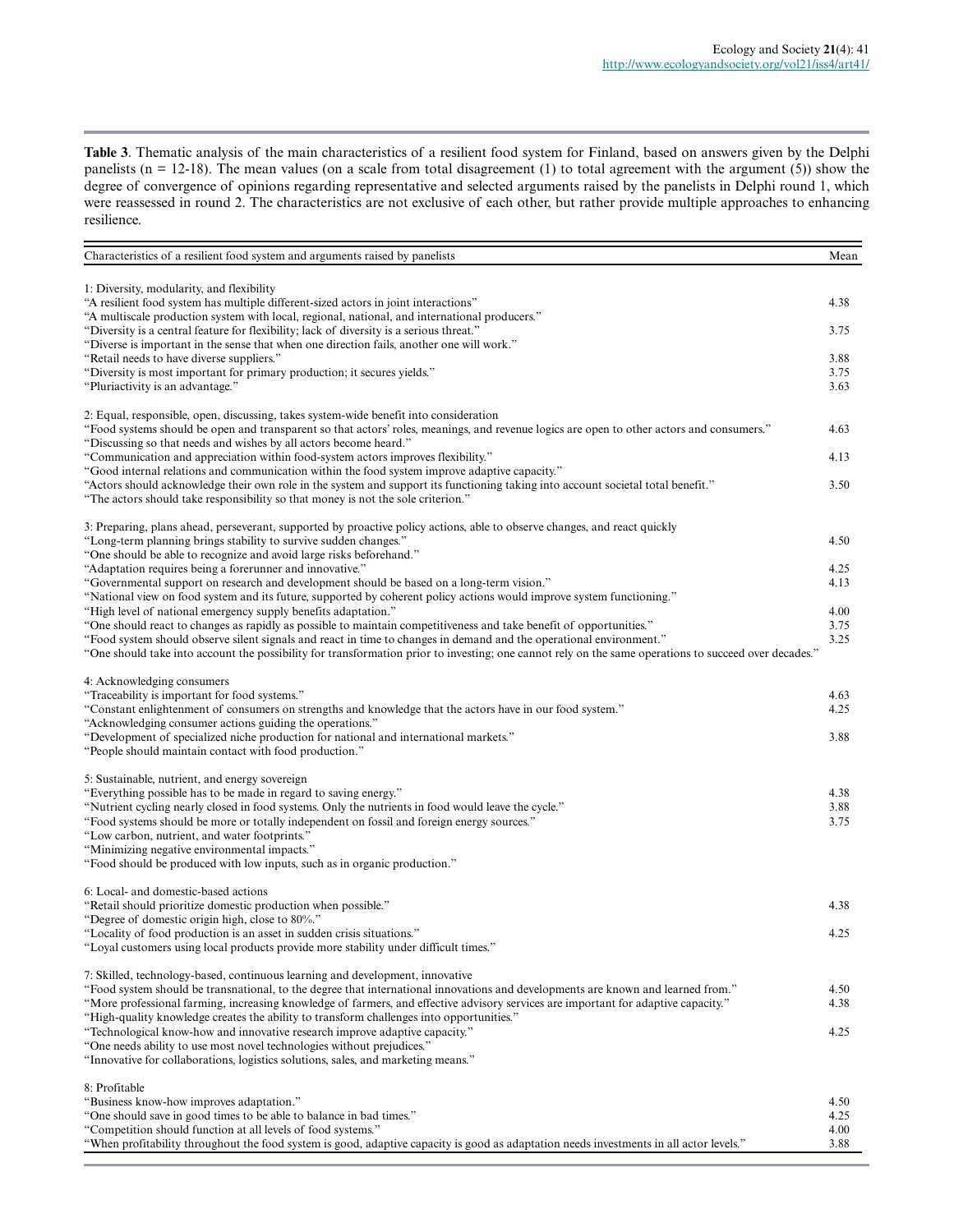**Table 3**. Thematic analysis of the main characteristics of a resilient food system for Finland, based on answers given by the Delphi panelists (n = 12-18). The mean values (on a scale from total disagreement (1) to total agreement with the argument (5)) show the degree of convergence of opinions regarding representative and selected arguments raised by the panelists in Delphi round 1, which were reassessed in round 2. The characteristics are not exclusive of each other, but rather provide multiple approaches to enhancing resilience.

| Characteristics of a resilient food system and arguments raised by panelists | Mean |
|---|---|
| 1: Diversity, modularity, and flexibility | |
| "A resilient food system has multiple different-sized actors in joint interactions" | 4.38 |
| "A multiscale production system with local, regional, national, and international producers." | |
| "Diversity is a central feature for flexibility; lack of diversity is a serious threat." | 3.75 |
| "Diverse is important in the sense that when one direction fails, another one will work." | |
| "Retail needs to have diverse suppliers." | 3.88 |
| "Diversity is most important for primary production; it secures yields." | 3.75 |
| "Pluriactivity is an advantage." | 3.63 |
| 2: Equal, responsible, open, discussing, takes system-wide benefit into consideration | |
| "Food systems should be open and transparent so that actors' roles, meanings, and revenue logics are open to other actors and consumers." | 4.63 |
| "Discussing so that needs and wishes by all actors become heard." | |
| "Communication and appreciation within food-system actors improves flexibility." | 4.13 |
| "Good internal relations and communication within the food system improve adaptive capacity." | |
| "Actors should acknowledge their own role in the system and support its functioning taking into account societal total benefit." | 3.50 |
| "The actors should take responsibility so that money is not the sole criterion." | |
| 3: Preparing, plans ahead, perseverant, supported by proactive policy actions, able to observe changes, and react quickly | |
| "Long-term planning brings stability to survive sudden changes." | 4.50 |
| "One should be able to recognize and avoid large risks beforehand." | |
| "Adaptation requires being a forerunner and innovative." | 4.25 |
| "Governmental support on research and development should be based on a long-term vision." | 4.13 |
| "National view on food system and its future, supported by coherent policy actions would improve system functioning." | |
| "High level of national emergency supply benefits adaptation." | 4.00 |
| "One should react to changes as rapidly as possible to maintain competitiveness and take benefit of opportunities." | 3.75 |
| "Food system should observe silent signals and react in time to changes in demand and the operational environment." | 3.25 |
| "One should take into account the possibility for transformation prior to investing; one cannot rely on the same operations to succeed over decades." | |
| 4: Acknowledging consumers | |
| "Traceability is important for food systems." | 4.63 |
| "Constant enlightenment of consumers on strengths and knowledge that the actors have in our food system." | 4.25 |
| "Acknowledging consumer actions guiding the operations." | |
| "Development of specialized niche production for national and international markets." | 3.88 |
| "People should maintain contact with food production." | |
| 5: Sustainable, nutrient, and energy sovereign | |
| "Everything possible has to be made in regard to saving energy." | 4.38 |
| "Nutrient cycling nearly closed in food systems. Only the nutrients in food would leave the cycle." | 3.88 |
| "Food systems should be more or totally independent on fossil and foreign energy sources." | 3.75 |
| "Low carbon, nutrient, and water footprints." | |
| "Minimizing negative environmental impacts." | |
| "Food should be produced with low inputs, such as in organic production." | |
| 6: Local- and domestic-based actions | |
| "Retail should prioritize domestic production when possible." | 4.38 |
| "Degree of domestic origin high, close to 80%." | |
| "Locality of food production is an asset in sudden crisis situations." | 4.25 |
| "Loyal customers using local products provide more stability under difficult times." | |
| 7: Skilled, technology-based, continuous learning and development, innovative | |
| "Food system should be transnational, to the degree that international innovations and developments are known and learned from." | 4.50 |
| "More professional farming, increasing knowledge of farmers, and effective advisory services are important for adaptive capacity." | 4.38 |
| "High-quality knowledge creates the ability to transform challenges into opportunities." | |
| "Technological know-how and innovative research improve adaptive capacity." | 4.25 |
| "One needs ability to use most novel technologies without prejudices." | |
| "Innovative for collaborations, logistics solutions, sales, and marketing means." | |
| 8: Profitable | |
| "Business know-how improves adaptation." | 4.50 |
| "One should save in good times to be able to balance in bad times." | 4.25 |
| "Competition should function at all levels of food systems." | 4.00 |
| "When profitability throughout the food system is good, adaptive capacity is good as adaptation needs investments in all actor levels." | 3.88 |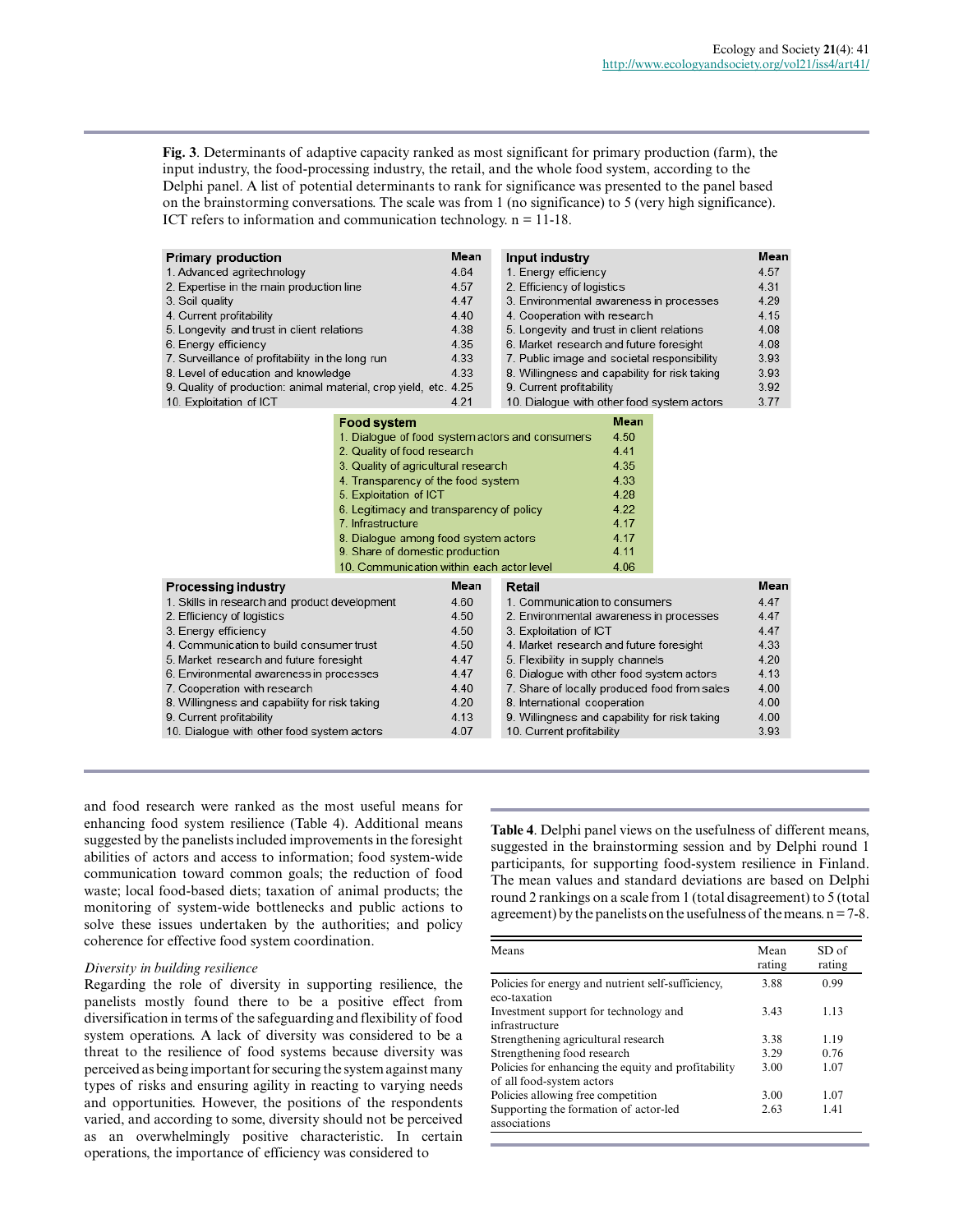**Fig. 3**. Determinants of adaptive capacity ranked as most significant for primary production (farm), the input industry, the food-processing industry, the retail, and the whole food system, according to the Delphi panel. A list of potential determinants to rank for significance was presented to the panel based on the brainstorming conversations. The scale was from 1 (no significance) to 5 (very high significance). ICT refers to information and communication technology. n = 11-18.

| Primary production | Mean |
|---|---|
| 1. Advanced agritechnology | 4.64 |
| 2. Expertise in the main production line | 4.57 |
| 3. Soil quality | 4.47 |
| 4. Current profitability | 4.40 |
| 5. Longevity and trust in client relations | 4.38 |
| 6. Energy efficiency | 4.35 |
| 7. Surveillance of profitability in the long run | 4.33 |
| 8. Level of education and knowledge | 4.33 |
| 9. Quality of production: animal material, crop yield, etc. | 4.25 |
| 10. Exploitation of ICT | 4.21 |

| Input industry | Mean |
|---|---|
| 1. Energy efficiency | 4.57 |
| 2. Efficiency of logistics | 4.31 |
| 3. Environmental awareness in processes | 4.29 |
| 4. Cooperation with research | 4.15 |
| 5. Longevity and trust in client relations | 4.08 |
| 6. Market research and future foresight | 4.08 |
| 7. Public image and societal responsibility | 3.93 |
| 8. Willingness and capability for risk taking | 3.93 |
| 9. Current profitability | 3.92 |
| 10. Dialogue with other food system actors | 3.77 |

| Food system | Mean |
|---|---|
| 1. Dialogue of food system actors and consumers | 4.50 |
| 2. Quality of food research | 4.41 |
| 3. Quality of agricultural research | 4.35 |
| 4. Transparency of the food system | 4.33 |
| 5. Exploitation of ICT | 4.28 |
| 6. Legitimacy and transparency of policy | 4.22 |
| 7. Infrastructure | 4.17 |
| 8. Dialogue among food system actors | 4.17 |
| 9. Share of domestic production | 4.11 |
| 10. Communication within each actor level | 4.06 |

| Processing industry | Mean |
|---|---|
| 1. Skills in research and product development | 4.60 |
| 2. Efficiency of logistics | 4.50 |
| 3. Energy efficiency | 4.50 |
| 4. Communication to build consumer trust | 4.50 |
| 5. Market research and future foresight | 4.47 |
| 6. Environmental awareness in processes | 4.47 |
| 7. Cooperation with research | 4.40 |
| 8. Willingness and capability for risk taking | 4.20 |
| 9. Current profitability | 4.13 |
| 10. Dialogue with other food system actors | 4.07 |

| Retail | Mean |
|---|---|
| 1. Communication to consumers | 4.47 |
| 2. Environmental awareness in processes | 4.47 |
| 3. Exploitation of ICT | 4.47 |
| 4. Market research and future foresight | 4.33 |
| 5. Flexibility in supply channels | 4.20 |
| 6. Dialogue with other food system actors | 4.13 |
| 7. Share of locally produced food from sales | 4.00 |
| 8. International cooperation | 4.00 |
| 9. Willingness and capability for risk taking | 4.00 |
| 10. Current profitability | 3.93 |

and food research were ranked as the most useful means for enhancing food system resilience (Table 4). Additional means suggested by the panelists included improvements in the foresight abilities of actors and access to information; food system-wide communication toward common goals; the reduction of food waste; local food-based diets; taxation of animal products; the monitoring of system-wide bottlenecks and public actions to solve these issues undertaken by the authorities; and policy coherence for effective food system coordination.

*Diversity in building resilience*

Regarding the role of diversity in supporting resilience, the panelists mostly found there to be a positive effect from diversification in terms of the safeguarding and flexibility of food system operations. A lack of diversity was considered to be a threat to the resilience of food systems because diversity was perceived as being important for securing the system against many types of risks and ensuring agility in reacting to varying needs and opportunities. However, the positions of the respondents varied, and according to some, diversity should not be perceived as an overwhelmingly positive characteristic. In certain operations, the importance of efficiency was considered to

**Table 4**. Delphi panel views on the usefulness of different means, suggested in the brainstorming session and by Delphi round 1 participants, for supporting food-system resilience in Finland. The mean values and standard deviations are based on Delphi round 2 rankings on a scale from 1 (total disagreement) to 5 (total agreement) by the panelists on the usefulness of the means. n = 7-8.

| Means | Mean rating | SD of rating |
|---|---|---|
| Policies for energy and nutrient self-sufficiency, eco-taxation | 3.88 | 0.99 |
| Investment support for technology and infrastructure | 3.43 | 1.13 |
| Strengthening agricultural research | 3.38 | 1.19 |
| Strengthening food research | 3.29 | 0.76 |
| Policies for enhancing the equity and profitability of all food-system actors | 3.00 | 1.07 |
| Policies allowing free competition | 3.00 | 1.07 |
| Supporting the formation of actor-led associations | 2.63 | 1.41 |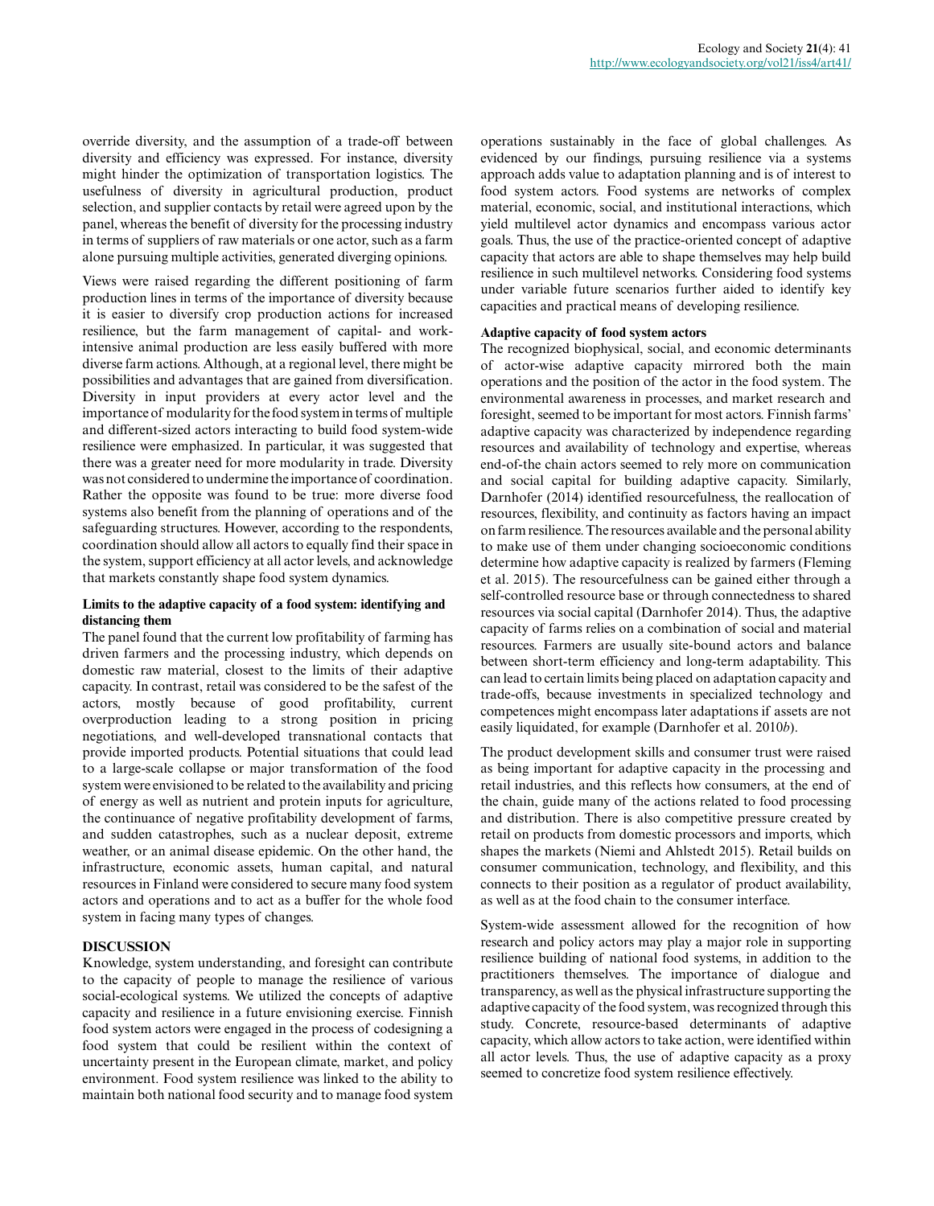override diversity, and the assumption of a trade-off between diversity and efficiency was expressed. For instance, diversity might hinder the optimization of transportation logistics. The usefulness of diversity in agricultural production, product selection, and supplier contacts by retail were agreed upon by the panel, whereas the benefit of diversity for the processing industry in terms of suppliers of raw materials or one actor, such as a farm alone pursuing multiple activities, generated diverging opinions.

Views were raised regarding the different positioning of farm production lines in terms of the importance of diversity because it is easier to diversify crop production actions for increased resilience, but the farm management of capital- and work-intensive animal production are less easily buffered with more diverse farm actions. Although, at a regional level, there might be possibilities and advantages that are gained from diversification. Diversity in input providers at every actor level and the importance of modularity for the food system in terms of multiple and different-sized actors interacting to build food system-wide resilience were emphasized. In particular, it was suggested that there was a greater need for more modularity in trade. Diversity was not considered to undermine the importance of coordination. Rather the opposite was found to be true: more diverse food systems also benefit from the planning of operations and of the safeguarding structures. However, according to the respondents, coordination should allow all actors to equally find their space in the system, support efficiency at all actor levels, and acknowledge that markets constantly shape food system dynamics.

#### Limits to the adaptive capacity of a food system: identifying and distancing them

The panel found that the current low profitability of farming has driven farmers and the processing industry, which depends on domestic raw material, closest to the limits of their adaptive capacity. In contrast, retail was considered to be the safest of the actors, mostly because of good profitability, current overproduction leading to a strong position in pricing negotiations, and well-developed transnational contacts that provide imported products. Potential situations that could lead to a large-scale collapse or major transformation of the food system were envisioned to be related to the availability and pricing of energy as well as nutrient and protein inputs for agriculture, the continuance of negative profitability development of farms, and sudden catastrophes, such as a nuclear deposit, extreme weather, or an animal disease epidemic. On the other hand, the infrastructure, economic assets, human capital, and natural resources in Finland were considered to secure many food system actors and operations and to act as a buffer for the whole food system in facing many types of changes.

## DISCUSSION

Knowledge, system understanding, and foresight can contribute to the capacity of people to manage the resilience of various social-ecological systems. We utilized the concepts of adaptive capacity and resilience in a future envisioning exercise. Finnish food system actors were engaged in the process of codesigning a food system that could be resilient within the context of uncertainty present in the European climate, market, and policy environment. Food system resilience was linked to the ability to maintain both national food security and to manage food system operations sustainably in the face of global challenges. As evidenced by our findings, pursuing resilience via a systems approach adds value to adaptation planning and is of interest to food system actors. Food systems are networks of complex material, economic, social, and institutional interactions, which yield multilevel actor dynamics and encompass various actor goals. Thus, the use of the practice-oriented concept of adaptive capacity that actors are able to shape themselves may help build resilience in such multilevel networks. Considering food systems under variable future scenarios further aided to identify key capacities and practical means of developing resilience.

#### Adaptive capacity of food system actors

The recognized biophysical, social, and economic determinants of actor-wise adaptive capacity mirrored both the main operations and the position of the actor in the food system. The environmental awareness in processes, and market research and foresight, seemed to be important for most actors. Finnish farms' adaptive capacity was characterized by independence regarding resources and availability of technology and expertise, whereas end-of-the chain actors seemed to rely more on communication and social capital for building adaptive capacity. Similarly, Darnhofer (2014) identified resourcefulness, the reallocation of resources, flexibility, and continuity as factors having an impact on farm resilience. The resources available and the personal ability to make use of them under changing socioeconomic conditions determine how adaptive capacity is realized by farmers (Fleming et al. 2015). The resourcefulness can be gained either through a self-controlled resource base or through connectedness to shared resources via social capital (Darnhofer 2014). Thus, the adaptive capacity of farms relies on a combination of social and material resources. Farmers are usually site-bound actors and balance between short-term efficiency and long-term adaptability. This can lead to certain limits being placed on adaptation capacity and trade-offs, because investments in specialized technology and competences might encompass later adaptations if assets are not easily liquidated, for example (Darnhofer et al. 2010*b*).

The product development skills and consumer trust were raised as being important for adaptive capacity in the processing and retail industries, and this reflects how consumers, at the end of the chain, guide many of the actions related to food processing and distribution. There is also competitive pressure created by retail on products from domestic processors and imports, which shapes the markets (Niemi and Ahlstedt 2015). Retail builds on consumer communication, technology, and flexibility, and this connects to their position as a regulator of product availability, as well as at the food chain to the consumer interface.

System-wide assessment allowed for the recognition of how research and policy actors may play a major role in supporting resilience building of national food systems, in addition to the practitioners themselves. The importance of dialogue and transparency, as well as the physical infrastructure supporting the adaptive capacity of the food system, was recognized through this study. Concrete, resource-based determinants of adaptive capacity, which allow actors to take action, were identified within all actor levels. Thus, the use of adaptive capacity as a proxy seemed to concretize food system resilience effectively.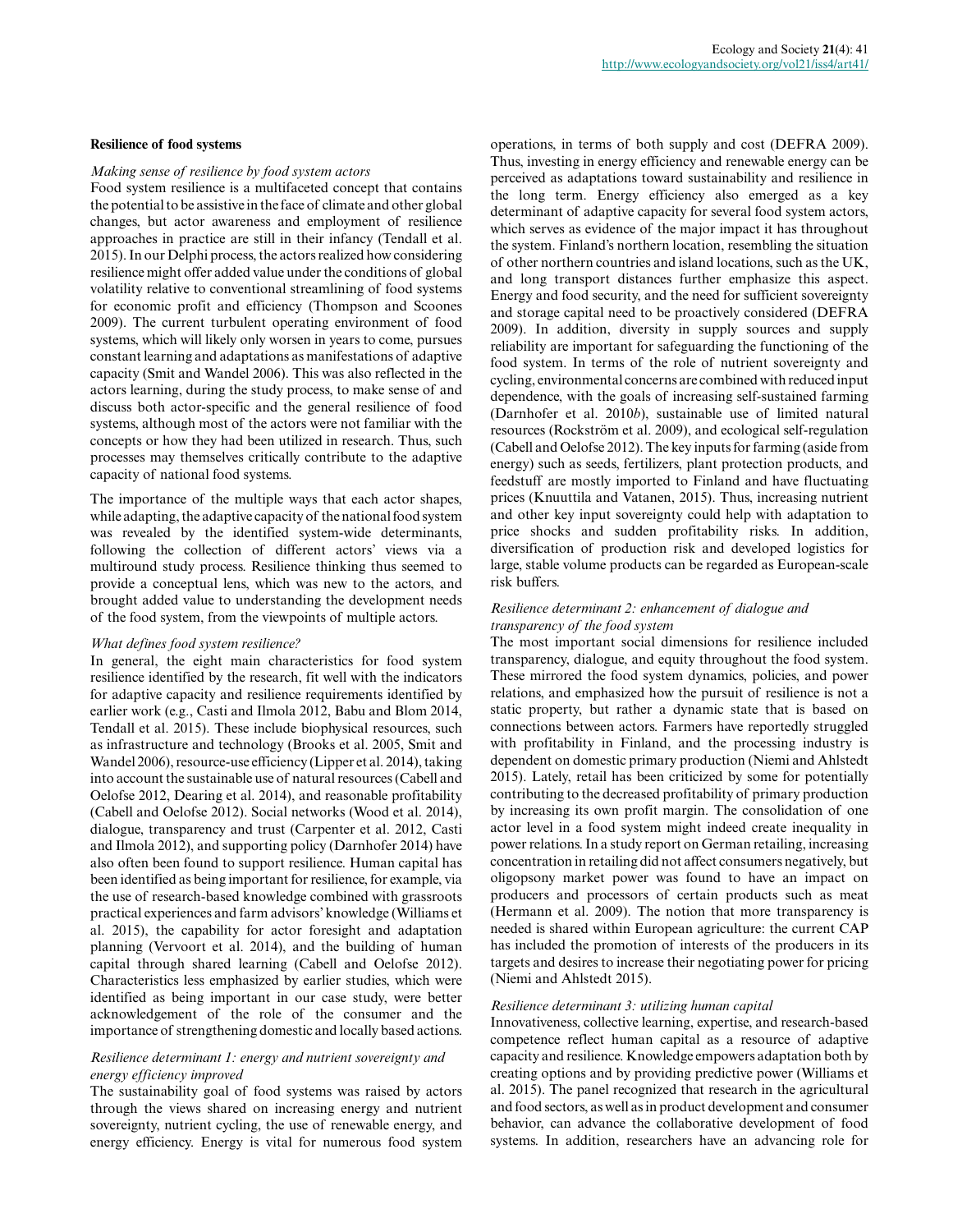## Resilience of food systems

*Making sense of resilience by food system actors*

Food system resilience is a multifaceted concept that contains the potential to be assistive in the face of climate and other global changes, but actor awareness and employment of resilience approaches in practice are still in their infancy (Tendall et al. 2015). In our Delphi process, the actors realized how considering resilience might offer added value under the conditions of global volatility relative to conventional streamlining of food systems for economic profit and efficiency (Thompson and Scoones 2009). The current turbulent operating environment of food systems, which will likely only worsen in years to come, pursues constant learning and adaptations as manifestations of adaptive capacity (Smit and Wandel 2006). This was also reflected in the actors learning, during the study process, to make sense of and discuss both actor-specific and the general resilience of food systems, although most of the actors were not familiar with the concepts or how they had been utilized in research. Thus, such processes may themselves critically contribute to the adaptive capacity of national food systems.

The importance of the multiple ways that each actor shapes, while adapting, the adaptive capacity of the national food system was revealed by the identified system-wide determinants, following the collection of different actors' views via a multiround study process. Resilience thinking thus seemed to provide a conceptual lens, which was new to the actors, and brought added value to understanding the development needs of the food system, from the viewpoints of multiple actors.

*What defines food system resilience?*

In general, the eight main characteristics for food system resilience identified by the research, fit well with the indicators for adaptive capacity and resilience requirements identified by earlier work (e.g., Casti and Ilmola 2012, Babu and Blom 2014, Tendall et al. 2015). These include biophysical resources, such as infrastructure and technology (Brooks et al. 2005, Smit and Wandel 2006), resource-use efficiency (Lipper et al. 2014), taking into account the sustainable use of natural resources (Cabell and Oelofse 2012, Dearing et al. 2014), and reasonable profitability (Cabell and Oelofse 2012). Social networks (Wood et al. 2014), dialogue, transparency and trust (Carpenter et al. 2012, Casti and Ilmola 2012), and supporting policy (Darnhofer 2014) have also often been found to support resilience. Human capital has been identified as being important for resilience, for example, via the use of research-based knowledge combined with grassroots practical experiences and farm advisors' knowledge (Williams et al. 2015), the capability for actor foresight and adaptation planning (Vervoort et al. 2014), and the building of human capital through shared learning (Cabell and Oelofse 2012). Characteristics less emphasized by earlier studies, which were identified as being important in our case study, were better acknowledgement of the role of the consumer and the importance of strengthening domestic and locally based actions.

*Resilience determinant 1: energy and nutrient sovereignty and energy efficiency improved*

The sustainability goal of food systems was raised by actors through the views shared on increasing energy and nutrient sovereignty, nutrient cycling, the use of renewable energy, and energy efficiency. Energy is vital for numerous food system operations, in terms of both supply and cost (DEFRA 2009). Thus, investing in energy efficiency and renewable energy can be perceived as adaptations toward sustainability and resilience in the long term. Energy efficiency also emerged as a key determinant of adaptive capacity for several food system actors, which serves as evidence of the major impact it has throughout the system. Finland's northern location, resembling the situation of other northern countries and island locations, such as the UK, and long transport distances further emphasize this aspect. Energy and food security, and the need for sufficient sovereignty and storage capital need to be proactively considered (DEFRA 2009). In addition, diversity in supply sources and supply reliability are important for safeguarding the functioning of the food system. In terms of the role of nutrient sovereignty and cycling, environmental concerns are combined with reduced input dependence, with the goals of increasing self-sustained farming (Darnhofer et al. 2010*b*), sustainable use of limited natural resources (Rockström et al. 2009), and ecological self-regulation (Cabell and Oelofse 2012). The key inputs for farming (aside from energy) such as seeds, fertilizers, plant protection products, and feedstuff are mostly imported to Finland and have fluctuating prices (Knuuttila and Vatanen, 2015). Thus, increasing nutrient and other key input sovereignty could help with adaptation to price shocks and sudden profitability risks. In addition, diversification of production risk and developed logistics for large, stable volume products can be regarded as European-scale risk buffers.

*Resilience determinant 2: enhancement of dialogue and transparency of the food system*

The most important social dimensions for resilience included transparency, dialogue, and equity throughout the food system. These mirrored the food system dynamics, policies, and power relations, and emphasized how the pursuit of resilience is not a static property, but rather a dynamic state that is based on connections between actors. Farmers have reportedly struggled with profitability in Finland, and the processing industry is dependent on domestic primary production (Niemi and Ahlstedt 2015). Lately, retail has been criticized by some for potentially contributing to the decreased profitability of primary production by increasing its own profit margin. The consolidation of one actor level in a food system might indeed create inequality in power relations. In a study report on German retailing, increasing concentration in retailing did not affect consumers negatively, but oligopsony market power was found to have an impact on producers and processors of certain products such as meat (Hermann et al. 2009). The notion that more transparency is needed is shared within European agriculture: the current CAP has included the promotion of interests of the producers in its targets and desires to increase their negotiating power for pricing (Niemi and Ahlstedt 2015).

*Resilience determinant 3: utilizing human capital*

Innovativeness, collective learning, expertise, and research-based competence reflect human capital as a resource of adaptive capacity and resilience. Knowledge empowers adaptation both by creating options and by providing predictive power (Williams et al. 2015). The panel recognized that research in the agricultural and food sectors, as well as in product development and consumer behavior, can advance the collaborative development of food systems. In addition, researchers have an advancing role for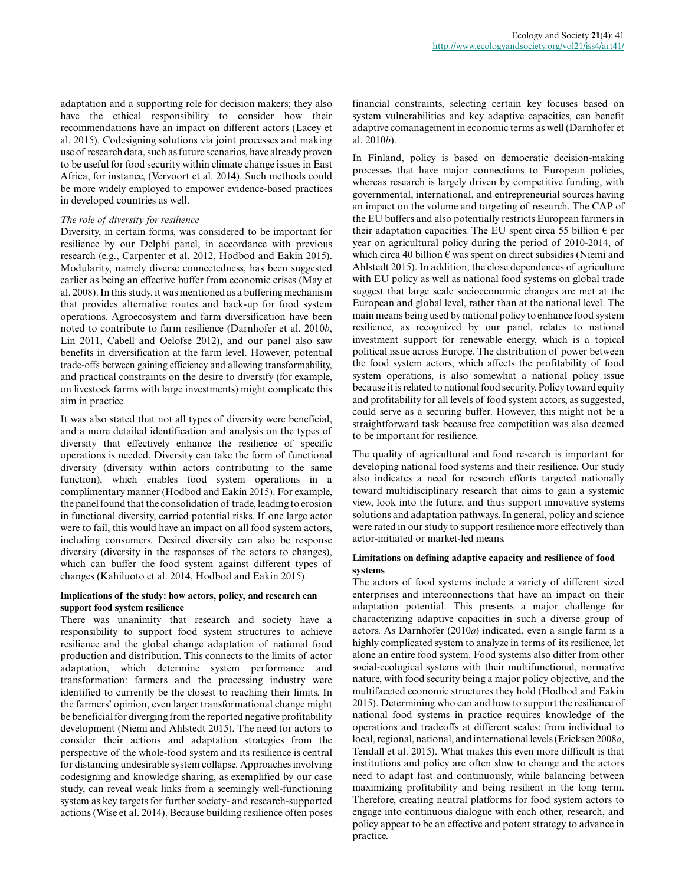adaptation and a supporting role for decision makers; they also have the ethical responsibility to consider how their recommendations have an impact on different actors (Lacey et al. 2015). Codesigning solutions via joint processes and making use of research data, such as future scenarios, have already proven to be useful for food security within climate change issues in East Africa, for instance, (Vervoort et al. 2014). Such methods could be more widely employed to empower evidence-based practices in developed countries as well.

*The role of diversity for resilience*

Diversity, in certain forms, was considered to be important for resilience by our Delphi panel, in accordance with previous research (e.g., Carpenter et al. 2012, Hodbod and Eakin 2015). Modularity, namely diverse connectedness, has been suggested earlier as being an effective buffer from economic crises (May et al. 2008). In this study, it was mentioned as a buffering mechanism that provides alternative routes and back-up for food system operations. Agroecosystem and farm diversification have been noted to contribute to farm resilience (Darnhofer et al. 2010*b*, Lin 2011, Cabell and Oelofse 2012), and our panel also saw benefits in diversification at the farm level. However, potential trade-offs between gaining efficiency and allowing transformability, and practical constraints on the desire to diversify (for example, on livestock farms with large investments) might complicate this aim in practice.

It was also stated that not all types of diversity were beneficial, and a more detailed identification and analysis on the types of diversity that effectively enhance the resilience of specific operations is needed. Diversity can take the form of functional diversity (diversity within actors contributing to the same function), which enables food system operations in a complimentary manner (Hodbod and Eakin 2015). For example, the panel found that the consolidation of trade, leading to erosion in functional diversity, carried potential risks. If one large actor were to fail, this would have an impact on all food system actors, including consumers. Desired diversity can also be response diversity (diversity in the responses of the actors to changes), which can buffer the food system against different types of changes (Kahiluoto et al. 2014, Hodbod and Eakin 2015).

**Implications of the study: how actors, policy, and research can support food system resilience**

There was unanimity that research and society have a responsibility to support food system structures to achieve resilience and the global change adaptation of national food production and distribution. This connects to the limits of actor adaptation, which determine system performance and transformation: farmers and the processing industry were identified to currently be the closest to reaching their limits. In the farmers' opinion, even larger transformational change might be beneficial for diverging from the reported negative profitability development (Niemi and Ahlstedt 2015). The need for actors to consider their actions and adaptation strategies from the perspective of the whole-food system and its resilience is central for distancing undesirable system collapse. Approaches involving codesigning and knowledge sharing, as exemplified by our case study, can reveal weak links from a seemingly well-functioning system as key targets for further society- and research-supported actions (Wise et al. 2014). Because building resilience often poses financial constraints, selecting certain key focuses based on system vulnerabilities and key adaptive capacities, can benefit adaptive comanagement in economic terms as well (Darnhofer et al. 2010*b*).

In Finland, policy is based on democratic decision-making processes that have major connections to European policies, whereas research is largely driven by competitive funding, with governmental, international, and entrepreneurial sources having an impact on the volume and targeting of research. The CAP of the EU buffers and also potentially restricts European farmers in their adaptation capacities. The EU spent circa 55 billion € per year on agricultural policy during the period of 2010-2014, of which circa 40 billion € was spent on direct subsidies (Niemi and Ahlstedt 2015). In addition, the close dependences of agriculture with EU policy as well as national food systems on global trade suggest that large scale socioeconomic changes are met at the European and global level, rather than at the national level. The main means being used by national policy to enhance food system resilience, as recognized by our panel, relates to national investment support for renewable energy, which is a topical political issue across Europe. The distribution of power between the food system actors, which affects the profitability of food system operations, is also somewhat a national policy issue because it is related to national food security. Policy toward equity and profitability for all levels of food system actors, as suggested, could serve as a securing buffer. However, this might not be a straightforward task because free competition was also deemed to be important for resilience.

The quality of agricultural and food research is important for developing national food systems and their resilience. Our study also indicates a need for research efforts targeted nationally toward multidisciplinary research that aims to gain a systemic view, look into the future, and thus support innovative systems solutions and adaptation pathways. In general, policy and science were rated in our study to support resilience more effectively than actor-initiated or market-led means.

**Limitations on defining adaptive capacity and resilience of food systems**

The actors of food systems include a variety of different sized enterprises and interconnections that have an impact on their adaptation potential. This presents a major challenge for characterizing adaptive capacities in such a diverse group of actors. As Darnhofer (2010*a*) indicated, even a single farm is a highly complicated system to analyze in terms of its resilience, let alone an entire food system. Food systems also differ from other social-ecological systems with their multifunctional, normative nature, with food security being a major policy objective, and the multifaceted economic structures they hold (Hodbod and Eakin 2015). Determining who can and how to support the resilience of national food systems in practice requires knowledge of the operations and tradeoffs at different scales: from individual to local, regional, national, and international levels (Ericksen 2008*a*, Tendall et al. 2015). What makes this even more difficult is that institutions and policy are often slow to change and the actors need to adapt fast and continuously, while balancing between maximizing profitability and being resilient in the long term. Therefore, creating neutral platforms for food system actors to engage into continuous dialogue with each other, research, and policy appear to be an effective and potent strategy to advance in practice.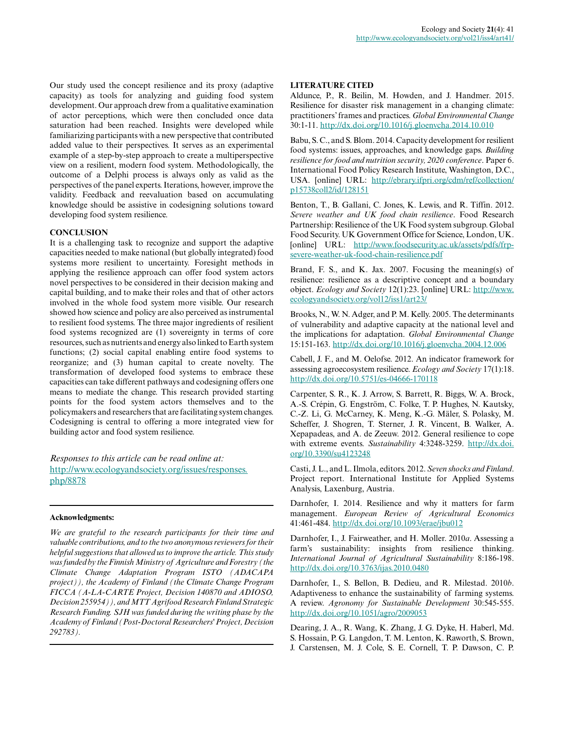Our study used the concept resilience and its proxy (adaptive capacity) as tools for analyzing and guiding food system development. Our approach drew from a qualitative examination of actor perceptions, which were then concluded once data saturation had been reached. Insights were developed while familiarizing participants with a new perspective that contributed added value to their perspectives. It serves as an experimental example of a step-by-step approach to create a multiperspective view on a resilient, modern food system. Methodologically, the outcome of a Delphi process is always only as valid as the perspectives of the panel experts. Iterations, however, improve the validity. Feedback and reevaluation based on accumulating knowledge should be assistive in codesigning solutions toward developing food system resilience.

## CONCLUSION

It is a challenging task to recognize and support the adaptive capacities needed to make national (but globally integrated) food systems more resilient to uncertainty. Foresight methods in applying the resilience approach can offer food system actors novel perspectives to be considered in their decision making and capital building, and to make their roles and that of other actors involved in the whole food system more visible. Our research showed how science and policy are also perceived as instrumental to resilient food systems. The three major ingredients of resilient food systems recognized are (1) sovereignty in terms of core resources, such as nutrients and energy also linked to Earth system functions; (2) social capital enabling entire food systems to reorganize; and (3) human capital to create novelty. The transformation of developed food systems to embrace these capacities can take different pathways and codesigning offers one means to mediate the change. This research provided starting points for the food system actors themselves and to the policymakers and researchers that are facilitating system changes. Codesigning is central to offering a more integrated view for building actor and food system resilience.

*Responses to this article can be read online at:*
http://www.ecologyandsociety.org/issues/responses.php/8878

---

**Acknowledgments:**

*We are grateful to the research participants for their time and valuable contributions, and to the two anonymous reviewers for their helpful suggestions that allowed us to improve the article. This study was funded by the Finnish Ministry of Agriculture and Forestry (the Climate Change Adaptation Program ISTO (ADACAPA project)), the Academy of Finland (the Climate Change Program FICCA (A-LA-CARTE Project, Decision 140870 and ADIOSO, Decision 255954)), and MTT Agrifood Research Finland Strategic Research Funding. SJH was funded during the writing phase by the Academy of Finland (Post-Doctoral Researchers' Project, Decision 292783).*

---

## LITERATURE CITED

Aldunce, P., R. Beilin, M. Howden, and J. Handmer. 2015. Resilience for disaster risk management in a changing climate: practitioners' frames and practices. *Global Environmental Change* 30:1-11. http://dx.doi.org/10.1016/j.gloenvcha.2014.10.010

Babu, S. C., and S. Blom. 2014. Capacity development for resilient food systems: issues, approaches, and knowledge gaps. *Building resilience for food and nutrition security, 2020 conference*. Paper 6. International Food Policy Research Institute, Washington, D.C., USA. [online] URL: http://ebrary.ifpri.org/cdm/ref/collection/p15738coll2/id/128151

Benton, T., B. Gallani, C. Jones, K. Lewis, and R. Tiffin. 2012. *Severe weather and UK food chain resilience*. Food Research Partnership: Resilience of the UK Food system subgroup. Global Food Security. UK Government Office for Science, London, UK. [online] URL: http://www.foodsecurity.ac.uk/assets/pdfs/frp-severe-weather-uk-food-chain-resilience.pdf

Brand, F. S., and K. Jax. 2007. Focusing the meaning(s) of resilience: resilience as a descriptive concept and a boundary object. *Ecology and Society* 12(1):23. [online] URL: http://www.ecologyandsociety.org/vol12/iss1/art23/

Brooks, N., W. N. Adger, and P. M. Kelly. 2005. The determinants of vulnerability and adaptive capacity at the national level and the implications for adaptation. *Global Environmental Change* 15:151-163. http://dx.doi.org/10.1016/j.gloenvcha.2004.12.006

Cabell, J. F., and M. Oelofse. 2012. An indicator framework for assessing agroecosystem resilience. *Ecology and Society* 17(1):18. http://dx.doi.org/10.5751/es-04666-170118

Carpenter, S. R., K. J. Arrow, S. Barrett, R. Biggs, W. A. Brock, A.-S. Crépin, G. Engström, C. Folke, T. P. Hughes, N. Kautsky, C.-Z. Li, G. McCarney, K. Meng, K.-G. Mäler, S. Polasky, M. Scheffer, J. Shogren, T. Sterner, J. R. Vincent, B. Walker, A. Xepapadeas, and A. de Zeeuw. 2012. General resilience to cope with extreme events. *Sustainability* 4:3248-3259. http://dx.doi.org/10.3390/su4123248

Casti, J. L., and L. Ilmola, editors. 2012. *Seven shocks and Finland*. Project report. International Institute for Applied Systems Analysis, Laxenburg, Austria.

Darnhofer, I. 2014. Resilience and why it matters for farm management. *European Review of Agricultural Economics* 41:461-484. http://dx.doi.org/10.1093/erae/jbu012

Darnhofer, I., J. Fairweather, and H. Moller. 2010*a*. Assessing a farm's sustainability: insights from resilience thinking. *International Journal of Agricultural Sustainability* 8:186-198. http://dx.doi.org/10.3763/ijas.2010.0480

Darnhofer, I., S. Bellon, B. Dedieu, and R. Milestad. 2010*b*. Adaptiveness to enhance the sustainability of farming systems. A review. *Agronomy for Sustainable Development* 30:545-555. http://dx.doi.org/10.1051/agro/2009053

Dearing, J. A., R. Wang, K. Zhang, J. G. Dyke, H. Haberl, Md. S. Hossain, P. G. Langdon, T. M. Lenton, K. Raworth, S. Brown, J. Carstensen, M. J. Cole, S. E. Cornell, T. P. Dawson, C. P.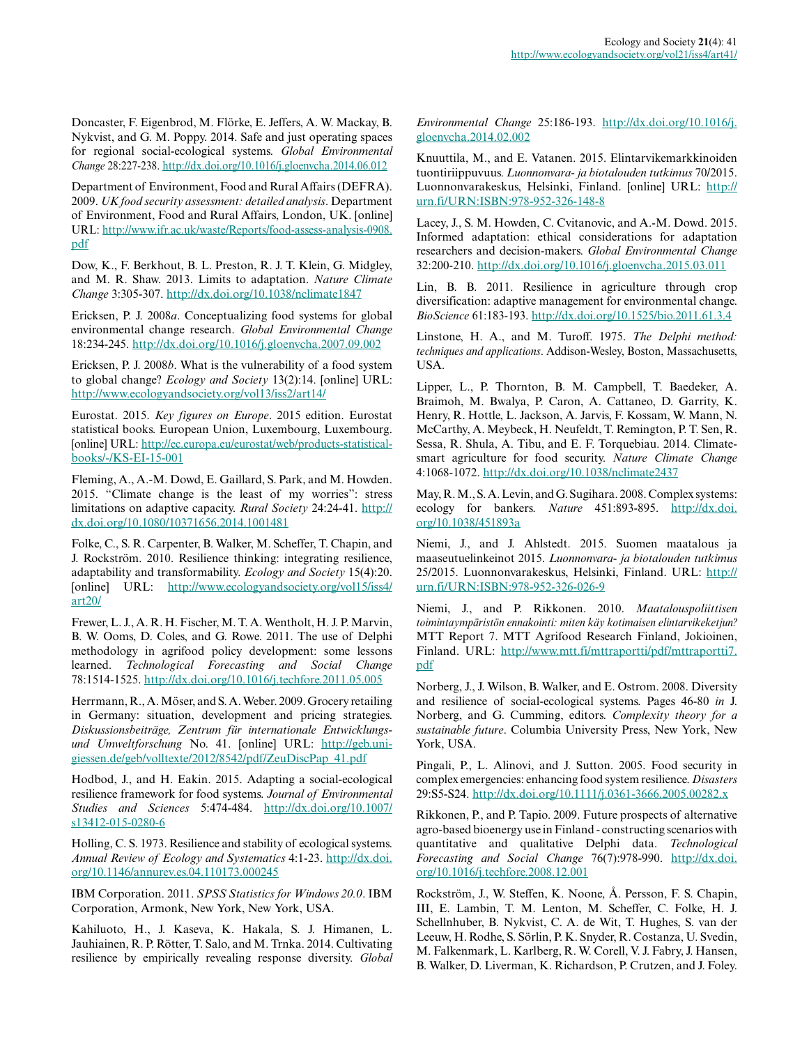Doncaster, F. Eigenbrod, M. Flörke, E. Jeffers, A. W. Mackay, B. Nykvist, and G. M. Poppy. 2014. Safe and just operating spaces for regional social-ecological systems. *Global Environmental Change* 28:227-238. http://dx.doi.org/10.1016/j.gloenvcha.2014.06.012

Department of Environment, Food and Rural Affairs (DEFRA). 2009. *UK food security assessment: detailed analysis*. Department of Environment, Food and Rural Affairs, London, UK. [online] URL: http://www.ifr.ac.uk/waste/Reports/food-assess-analysis-0908.pdf

Dow, K., F. Berkhout, B. L. Preston, R. J. T. Klein, G. Midgley, and M. R. Shaw. 2013. Limits to adaptation. *Nature Climate Change* 3:305-307. http://dx.doi.org/10.1038/nclimate1847

Ericksen, P. J. 2008*a*. Conceptualizing food systems for global environmental change research. *Global Environmental Change* 18:234-245. http://dx.doi.org/10.1016/j.gloenvcha.2007.09.002

Ericksen, P. J. 2008*b*. What is the vulnerability of a food system to global change? *Ecology and Society* 13(2):14. [online] URL: http://www.ecologyandsociety.org/vol13/iss2/art14/

Eurostat. 2015. *Key figures on Europe*. 2015 edition. Eurostat statistical books. European Union, Luxembourg, Luxembourg. [online] URL: http://ec.europa.eu/eurostat/web/products-statistical-books/-/KS-EI-15-001

Fleming, A., A.-M. Dowd, E. Gaillard, S. Park, and M. Howden. 2015. "Climate change is the least of my worries": stress limitations on adaptive capacity. *Rural Society* 24:24-41. http://dx.doi.org/10.1080/10371656.2014.1001481

Folke, C., S. R. Carpenter, B. Walker, M. Scheffer, T. Chapin, and J. Rockström. 2010. Resilience thinking: integrating resilience, adaptability and transformability. *Ecology and Society* 15(4):20. [online] URL: http://www.ecologyandsociety.org/vol15/iss4/art20/

Frewer, L. J., A. R. H. Fischer, M. T. A. Wentholt, H. J. P. Marvin, B. W. Ooms, D. Coles, and G. Rowe. 2011. The use of Delphi methodology in agrifood policy development: some lessons learned. *Technological Forecasting and Social Change* 78:1514-1525. http://dx.doi.org/10.1016/j.techfore.2011.05.005

Herrmann, R., A. Möser, and S. A. Weber. 2009. Grocery retailing in Germany: situation, development and pricing strategies. *Diskussionsbeiträge, Zentrum für internationale Entwicklungs- und Umweltforschung* No. 41. [online] URL: http://geb.uni-giessen.de/geb/volltexte/2012/8542/pdf/ZeuDiscPap_41.pdf

Hodbod, J., and H. Eakin. 2015. Adapting a social-ecological resilience framework for food systems. *Journal of Environmental Studies and Sciences* 5:474-484. http://dx.doi.org/10.1007/s13412-015-0280-6

Holling, C. S. 1973. Resilience and stability of ecological systems. *Annual Review of Ecology and Systematics* 4:1-23. http://dx.doi.org/10.1146/annurev.es.04.110173.000245

IBM Corporation. 2011. *SPSS Statistics for Windows 20.0*. IBM Corporation, Armonk, New York, New York, USA.

Kahiluoto, H., J. Kaseva, K. Hakala, S. J. Himanen, L. Jauhiainen, R. P. Rötter, T. Salo, and M. Trnka. 2014. Cultivating resilience by empirically revealing response diversity. *Global Environmental Change* 25:186-193. http://dx.doi.org/10.1016/j.gloenvcha.2014.02.002

Knuuttila, M., and E. Vatanen. 2015. Elintarvikemarkkinoiden tuontiriippuvuus. *Luonnonvara- ja biotalouden tutkimus* 70/2015. Luonnonvarakeskus, Helsinki, Finland. [online] URL: http://urn.fi/URN:ISBN:978-952-326-148-8

Lacey, J., S. M. Howden, C. Cvitanovic, and A.-M. Dowd. 2015. Informed adaptation: ethical considerations for adaptation researchers and decision-makers. *Global Environmental Change* 32:200-210. http://dx.doi.org/10.1016/j.gloenvcha.2015.03.011

Lin, B. B. 2011. Resilience in agriculture through crop diversification: adaptive management for environmental change. *BioScience* 61:183-193. http://dx.doi.org/10.1525/bio.2011.61.3.4

Linstone, H. A., and M. Turoff. 1975. *The Delphi method: techniques and applications*. Addison-Wesley, Boston, Massachusetts, USA.

Lipper, L., P. Thornton, B. M. Campbell, T. Baedeker, A. Braimoh, M. Bwalya, P. Caron, A. Cattaneo, D. Garrity, K. Henry, R. Hottle, L. Jackson, A. Jarvis, F. Kossam, W. Mann, N. McCarthy, A. Meybeck, H. Neufeldt, T. Remington, P. T. Sen, R. Sessa, R. Shula, A. Tibu, and E. F. Torquebiau. 2014. Climate-smart agriculture for food security. *Nature Climate Change* 4:1068-1072. http://dx.doi.org/10.1038/nclimate2437

May, R. M., S. A. Levin, and G. Sugihara. 2008. Complex systems: ecology for bankers. *Nature* 451:893-895. http://dx.doi.org/10.1038/451893a

Niemi, J., and J. Ahlstedt. 2015. Suomen maatalous ja maaseutuelinkeinot 2015. *Luonnonvara- ja biotalouden tutkimus* 25/2015. Luonnonvarakeskus, Helsinki, Finland. URL: http://urn.fi/URN:ISBN:978-952-326-026-9

Niemi, J., and P. Rikkonen. 2010. *Maatalouspoliittisen toimintaympäristön ennakointi: miten käy kotimaisen elintarvikeketjun?* MTT Report 7. MTT Agrifood Research Finland, Jokioinen, Finland. URL: http://www.mtt.fi/mttraportti/pdf/mttraportti7.pdf

Norberg, J., J. Wilson, B. Walker, and E. Ostrom. 2008. Diversity and resilience of social-ecological systems. Pages 46-80 *in* J. Norberg, and G. Cumming, editors. *Complexity theory for a sustainable future*. Columbia University Press, New York, New York, USA.

Pingali, P., L. Alinovi, and J. Sutton. 2005. Food security in complex emergencies: enhancing food system resilience. *Disasters* 29:S5-S24. http://dx.doi.org/10.1111/j.0361-3666.2005.00282.x

Rikkonen, P., and P. Tapio. 2009. Future prospects of alternative agro-based bioenergy use in Finland - constructing scenarios with quantitative and qualitative Delphi data. *Technological Forecasting and Social Change* 76(7):978-990. http://dx.doi.org/10.1016/j.techfore.2008.12.001

Rockström, J., W. Steffen, K. Noone, Å. Persson, F. S. Chapin, III, E. Lambin, T. M. Lenton, M. Scheffer, C. Folke, H. J. Schellnhuber, B. Nykvist, C. A. de Wit, T. Hughes, S. van der Leeuw, H. Rodhe, S. Sörlin, P. K. Snyder, R. Costanza, U. Svedin, M. Falkenmark, L. Karlberg, R. W. Corell, V. J. Fabry, J. Hansen, B. Walker, D. Liverman, K. Richardson, P. Crutzen, and J. Foley.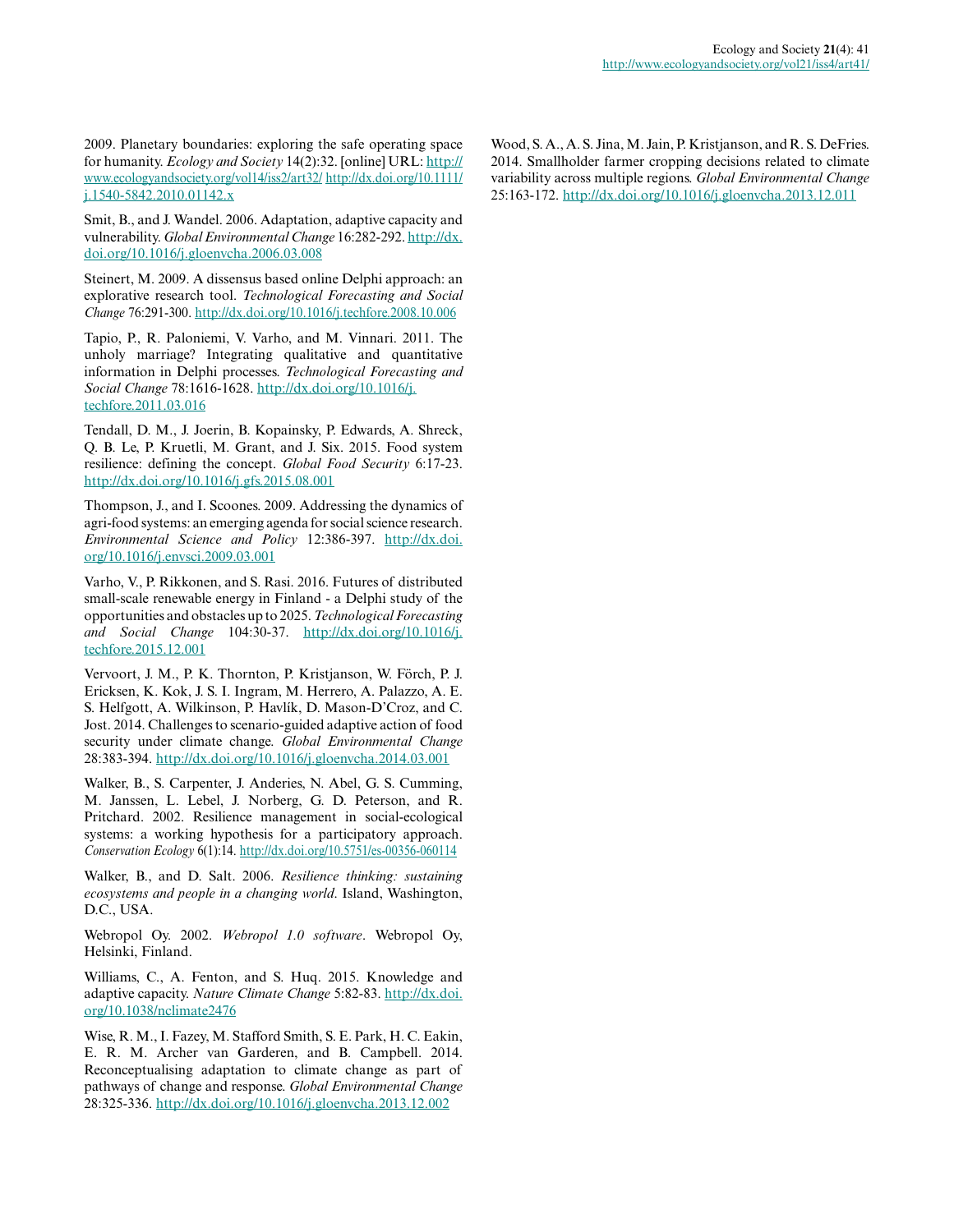2009. Planetary boundaries: exploring the safe operating space for humanity. *Ecology and Society* 14(2):32. [online] URL: http://www.ecologyandsociety.org/vol14/iss2/art32/ http://dx.doi.org/10.1111/j.1540-5842.2010.01142.x

Smit, B., and J. Wandel. 2006. Adaptation, adaptive capacity and vulnerability. *Global Environmental Change* 16:282-292. http://dx.doi.org/10.1016/j.gloenvcha.2006.03.008

Steinert, M. 2009. A dissensus based online Delphi approach: an explorative research tool. *Technological Forecasting and Social Change* 76:291-300. http://dx.doi.org/10.1016/j.techfore.2008.10.006

Tapio, P., R. Paloniemi, V. Varho, and M. Vinnari. 2011. The unholy marriage? Integrating qualitative and quantitative information in Delphi processes. *Technological Forecasting and Social Change* 78:1616-1628. http://dx.doi.org/10.1016/j.techfore.2011.03.016

Tendall, D. M., J. Joerin, B. Kopainsky, P. Edwards, A. Shreck, Q. B. Le, P. Kruetli, M. Grant, and J. Six. 2015. Food system resilience: defining the concept. *Global Food Security* 6:17-23. http://dx.doi.org/10.1016/j.gfs.2015.08.001

Thompson, J., and I. Scoones. 2009. Addressing the dynamics of agri-food systems: an emerging agenda for social science research. *Environmental Science and Policy* 12:386-397. http://dx.doi.org/10.1016/j.envsci.2009.03.001

Varho, V., P. Rikkonen, and S. Rasi. 2016. Futures of distributed small-scale renewable energy in Finland - a Delphi study of the opportunities and obstacles up to 2025. *Technological Forecasting and Social Change* 104:30-37. http://dx.doi.org/10.1016/j.techfore.2015.12.001

Vervoort, J. M., P. K. Thornton, P. Kristjanson, W. Förch, P. J. Ericksen, K. Kok, J. S. I. Ingram, M. Herrero, A. Palazzo, A. E. S. Helfgott, A. Wilkinson, P. Havlík, D. Mason-D'Croz, and C. Jost. 2014. Challenges to scenario-guided adaptive action of food security under climate change. *Global Environmental Change* 28:383-394. http://dx.doi.org/10.1016/j.gloenvcha.2014.03.001

Walker, B., S. Carpenter, J. Anderies, N. Abel, G. S. Cumming, M. Janssen, L. Lebel, J. Norberg, G. D. Peterson, and R. Pritchard. 2002. Resilience management in social-ecological systems: a working hypothesis for a participatory approach. *Conservation Ecology* 6(1):14. http://dx.doi.org/10.5751/es-00356-060114

Walker, B., and D. Salt. 2006. *Resilience thinking: sustaining ecosystems and people in a changing world*. Island, Washington, D.C., USA.

Webropol Oy. 2002. *Webropol 1.0 software*. Webropol Oy, Helsinki, Finland.

Williams, C., A. Fenton, and S. Huq. 2015. Knowledge and adaptive capacity. *Nature Climate Change* 5:82-83. http://dx.doi.org/10.1038/nclimate2476

Wise, R. M., I. Fazey, M. Stafford Smith, S. E. Park, H. C. Eakin, E. R. M. Archer van Garderen, and B. Campbell. 2014. Reconceptualising adaptation to climate change as part of pathways of change and response. *Global Environmental Change* 28:325-336. http://dx.doi.org/10.1016/j.gloenvcha.2013.12.002

Wood, S. A., A. S. Jina, M. Jain, P. Kristjanson, and R. S. DeFries. 2014. Smallholder farmer cropping decisions related to climate variability across multiple regions. *Global Environmental Change* 25:163-172. http://dx.doi.org/10.1016/j.gloenvcha.2013.12.011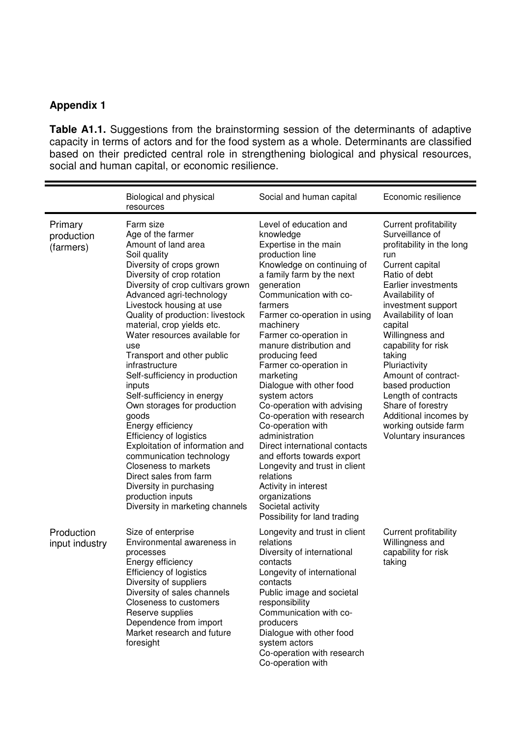## Appendix 1

**Table A1.1.** Suggestions from the brainstorming session of the determinants of adaptive capacity in terms of actors and for the food system as a whole. Determinants are classified based on their predicted central role in strengthening biological and physical resources, social and human capital, or economic resilience.

| | Biological and physical resources | Social and human capital | Economic resilience |
|---|---|---|---|
| Primary production (farmers) | Farm size<br>Age of the farmer<br>Amount of land area<br>Soil quality<br>Diversity of crops grown<br>Diversity of crop rotation<br>Diversity of crop cultivars grown<br>Advanced agri-technology<br>Livestock housing at use<br>Quality of production: livestock material, crop yields etc.<br>Water resources available for use<br>Transport and other public infrastructure<br>Self-sufficiency in production inputs<br>Self-sufficiency in energy<br>Own storages for production goods<br>Energy efficiency<br>Efficiency of logistics<br>Exploitation of information and communication technology<br>Closeness to markets<br>Direct sales from farm<br>Diversity in purchasing production inputs<br>Diversity in marketing channels | Level of education and knowledge<br>Expertise in the main production line<br>Knowledge on continuing of a family farm by the next generation<br>Communication with co-farmers<br>Farmer co-operation in using machinery<br>Farmer co-operation in manure distribution and producing feed<br>Farmer co-operation in marketing<br>Dialogue with other food system actors<br>Co-operation with advising<br>Co-operation with research<br>Co-operation with administration<br>Direct international contacts and efforts towards export<br>Longevity and trust in client relations<br>Activity in interest organizations<br>Societal activity<br>Possibility for land trading | Current profitability<br>Surveillance of profitability in the long run<br>Current capital<br>Ratio of debt<br>Earlier investments<br>Availability of investment support<br>Availability of loan capital<br>Willingness and capability for risk taking<br>Pluriactivity<br>Amount of contract-based production<br>Length of contracts<br>Share of forestry<br>Additional incomes by working outside farm<br>Voluntary insurances |
| Production input industry | Size of enterprise<br>Environmental awareness in processes<br>Energy efficiency<br>Efficiency of logistics<br>Diversity of suppliers<br>Diversity of sales channels<br>Closeness to customers<br>Reserve supplies<br>Dependence from import<br>Market research and future foresight | Longevity and trust in client relations<br>Diversity of international contacts<br>Longevity of international contacts<br>Public image and societal responsibility<br>Communication with co-producers<br>Dialogue with other food system actors<br>Co-operation with research<br>Co-operation with | Current profitability<br>Willingness and capability for risk taking |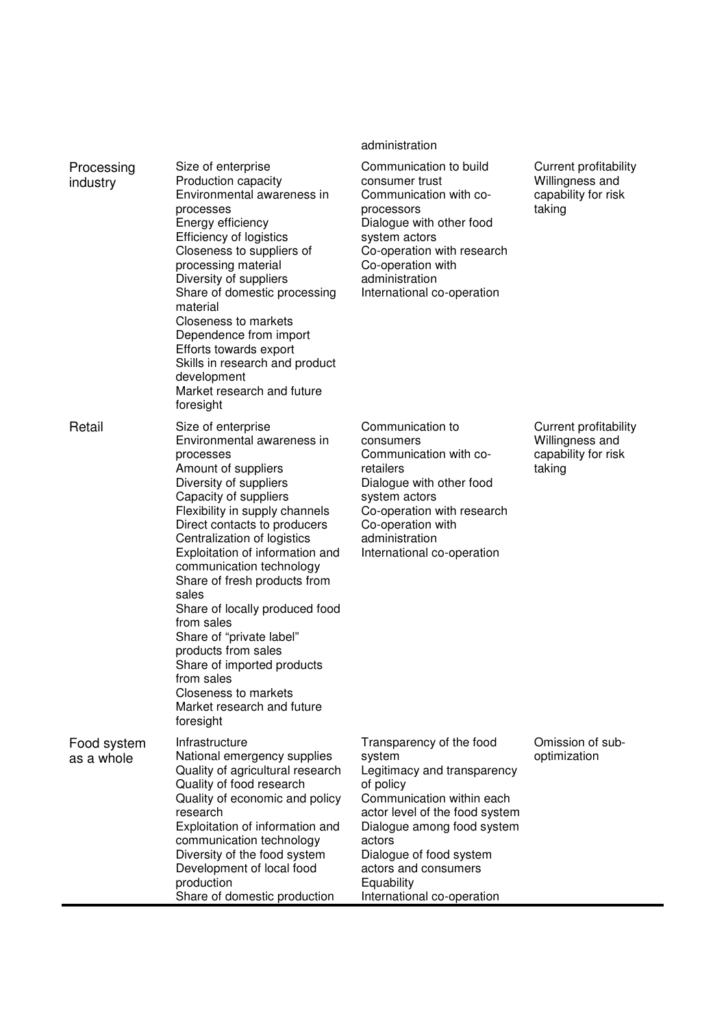| | | | |
|---|---|---|---|
| | | administration | |
| Processing industry | Size of enterprise<br>Production capacity<br>Environmental awareness in processes<br>Energy efficiency<br>Efficiency of logistics<br>Closeness to suppliers of processing material<br>Diversity of suppliers<br>Share of domestic processing material<br>Closeness to markets<br>Dependence from import<br>Efforts towards export<br>Skills in research and product development<br>Market research and future foresight | Communication to build consumer trust<br>Communication with co-processors<br>Dialogue with other food system actors<br>Co-operation with research<br>Co-operation with administration<br>International co-operation | Current profitability<br>Willingness and capability for risk taking |
| Retail | Size of enterprise<br>Environmental awareness in processes<br>Amount of suppliers<br>Diversity of suppliers<br>Capacity of suppliers<br>Flexibility in supply channels<br>Direct contacts to producers<br>Centralization of logistics<br>Exploitation of information and communication technology<br>Share of fresh products from sales<br>Share of locally produced food from sales<br>Share of "private label" products from sales<br>Share of imported products from sales<br>Closeness to markets<br>Market research and future foresight | Communication to consumers<br>Communication with co-retailers<br>Dialogue with other food system actors<br>Co-operation with research<br>Co-operation with administration<br>International co-operation | Current profitability<br>Willingness and capability for risk taking |
| Food system as a whole | Infrastructure<br>National emergency supplies<br>Quality of agricultural research<br>Quality of food research<br>Quality of economic and policy research<br>Exploitation of information and communication technology<br>Diversity of the food system<br>Development of local food production<br>Share of domestic production | Transparency of the food system<br>Legitimacy and transparency of policy<br>Communication within each actor level of the food system<br>Dialogue among food system actors<br>Dialogue of food system actors and consumers<br>Equability<br>International co-operation | Omission of sub-optimization |